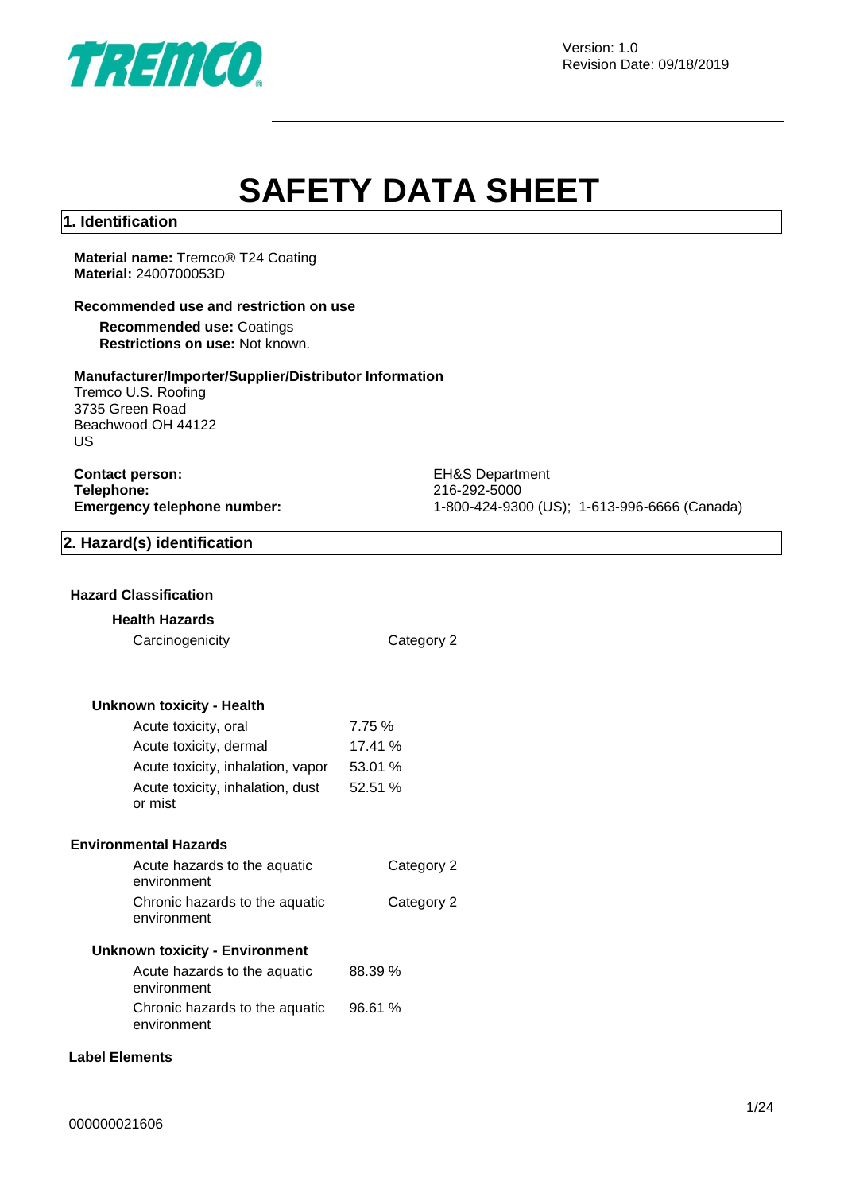Version: 1.0
Revision Date: 09/18/2019

# SAFETY DATA SHEET

## 1. Identification

**Material name:** Tremco® T24 Coating
**Material:** 2400700053D

**Recommended use and restriction on use**

**Recommended use:** Coatings
**Restrictions on use:** Not known.

**Manufacturer/Importer/Supplier/Distributor Information**
Tremco U.S. Roofing
3735 Green Road
Beachwood OH 44122
US

| | |
|---|---|
| **Contact person:** | EH&S Department |
| **Telephone:** | 216-292-5000 |
| **Emergency telephone number:** | 1-800-424-9300 (US); 1-613-996-6666 (Canada) |

## 2. Hazard(s) identification

**Hazard Classification**

**Health Hazards**

| | |
|---|---|
| Carcinogenicity | Category 2 |

**Unknown toxicity - Health**

| | |
|---|---|
| Acute toxicity, oral | 7.75 % |
| Acute toxicity, dermal | 17.41 % |
| Acute toxicity, inhalation, vapor | 53.01 % |
| Acute toxicity, inhalation, dust or mist | 52.51 % |

**Environmental Hazards**

| | |
|---|---|
| Acute hazards to the aquatic environment | Category 2 |
| Chronic hazards to the aquatic environment | Category 2 |

**Unknown toxicity - Environment**

| | |
|---|---|
| Acute hazards to the aquatic environment | 88.39 % |
| Chronic hazards to the aquatic environment | 96.61 % |

**Label Elements**

000000021606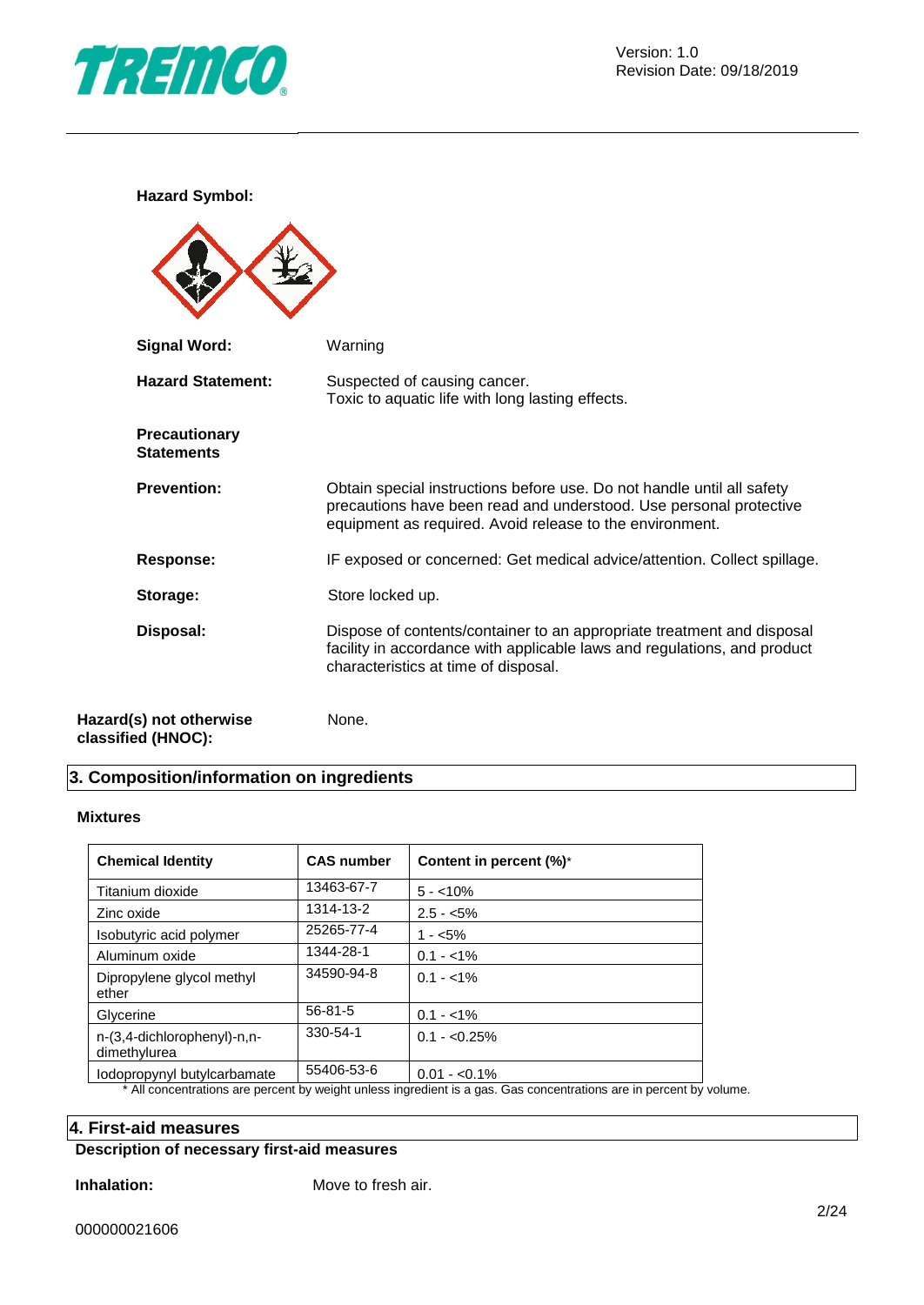**Hazard Symbol:**

**Signal Word:** Warning

**Hazard Statement:** Suspected of causing cancer.
Toxic to aquatic life with long lasting effects.

**Precautionary Statements**

**Prevention:** Obtain special instructions before use. Do not handle until all safety precautions have been read and understood. Use personal protective equipment as required. Avoid release to the environment.

**Response:** IF exposed or concerned: Get medical advice/attention. Collect spillage.

**Storage:** Store locked up.

**Disposal:** Dispose of contents/container to an appropriate treatment and disposal facility in accordance with applicable laws and regulations, and product characteristics at time of disposal.

**Hazard(s) not otherwise classified (HNOC):** None.

## 3. Composition/information on ingredients

### Mixtures

| Chemical Identity | CAS number | Content in percent (%)* |
|---|---|---|
| Titanium dioxide | 13463-67-7 | 5 - <10% |
| Zinc oxide | 1314-13-2 | 2.5 - <5% |
| Isobutyric acid polymer | 25265-77-4 | 1 - <5% |
| Aluminum oxide | 1344-28-1 | 0.1 - <1% |
| Dipropylene glycol methyl ether | 34590-94-8 | 0.1 - <1% |
| Glycerine | 56-81-5 | 0.1 - <1% |
| n-(3,4-dichlorophenyl)-n,n-dimethylurea | 330-54-1 | 0.1 - <0.25% |
| Iodopropynyl butylcarbamate | 55406-53-6 | 0.01 - <0.1% |

* All concentrations are percent by weight unless ingredient is a gas. Gas concentrations are in percent by volume.

## 4. First-aid measures

**Description of necessary first-aid measures**

**Inhalation:** Move to fresh air.

000000021606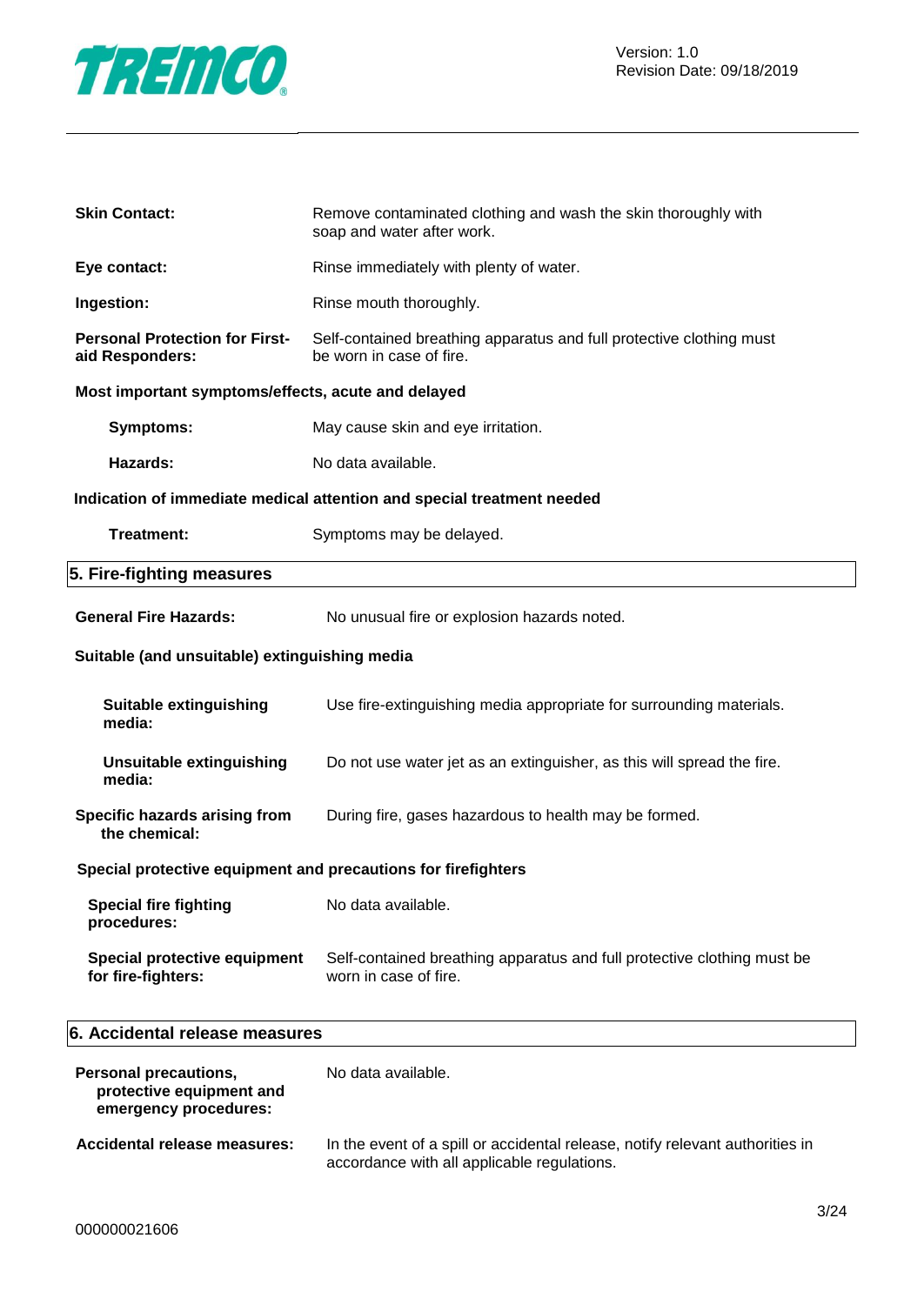**Skin Contact:** Remove contaminated clothing and wash the skin thoroughly with soap and water after work.

**Eye contact:** Rinse immediately with plenty of water.

**Ingestion:** Rinse mouth thoroughly.

**Personal Protection for First-aid Responders:** Self-contained breathing apparatus and full protective clothing must be worn in case of fire.

**Most important symptoms/effects, acute and delayed**

**Symptoms:** May cause skin and eye irritation.

**Hazards:** No data available.

**Indication of immediate medical attention and special treatment needed**

**Treatment:** Symptoms may be delayed.

## 5. Fire-fighting measures

**General Fire Hazards:** No unusual fire or explosion hazards noted.

**Suitable (and unsuitable) extinguishing media**

**Suitable extinguishing media:** Use fire-extinguishing media appropriate for surrounding materials.

**Unsuitable extinguishing media:** Do not use water jet as an extinguisher, as this will spread the fire.

**Specific hazards arising from the chemical:** During fire, gases hazardous to health may be formed.

**Special protective equipment and precautions for firefighters**

**Special fire fighting procedures:** No data available.

**Special protective equipment for fire-fighters:** Self-contained breathing apparatus and full protective clothing must be worn in case of fire.

## 6. Accidental release measures

**Personal precautions, protective equipment and emergency procedures:** No data available.

**Accidental release measures:** In the event of a spill or accidental release, notify relevant authorities in accordance with all applicable regulations.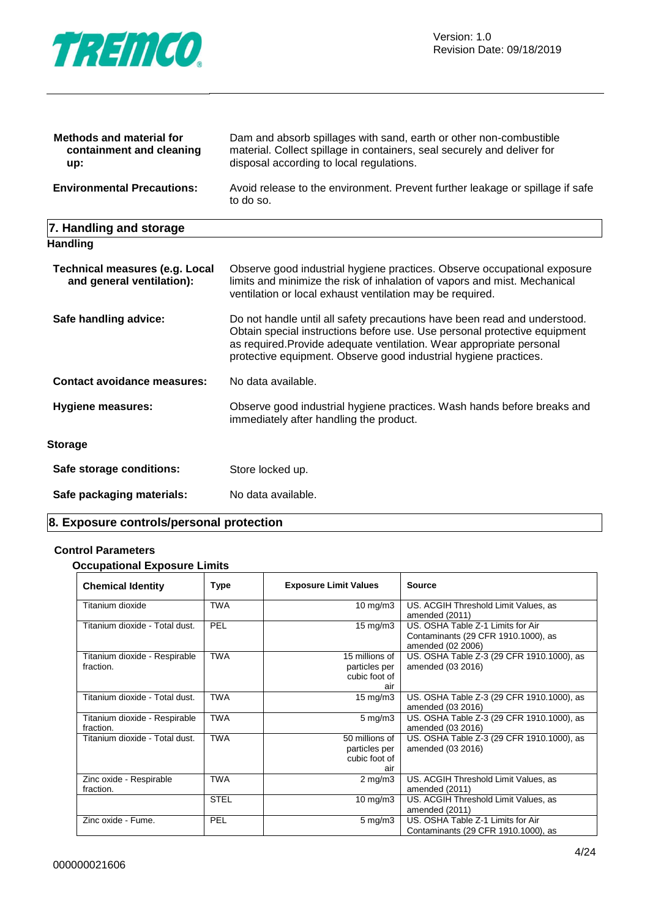**Methods and material for containment and cleaning up:** Dam and absorb spillages with sand, earth or other non-combustible material. Collect spillage in containers, seal securely and deliver for disposal according to local regulations.

**Environmental Precautions:** Avoid release to the environment. Prevent further leakage or spillage if safe to do so.

## 7. Handling and storage

### Handling

**Technical measures (e.g. Local and general ventilation):** Observe good industrial hygiene practices. Observe occupational exposure limits and minimize the risk of inhalation of vapors and mist. Mechanical ventilation or local exhaust ventilation may be required.

**Safe handling advice:** Do not handle until all safety precautions have been read and understood. Obtain special instructions before use. Use personal protective equipment as required.Provide adequate ventilation. Wear appropriate personal protective equipment. Observe good industrial hygiene practices.

**Contact avoidance measures:** No data available.

**Hygiene measures:** Observe good industrial hygiene practices. Wash hands before breaks and immediately after handling the product.

### Storage

**Safe storage conditions:** Store locked up.

**Safe packaging materials:** No data available.

## 8. Exposure controls/personal protection

### Control Parameters

#### Occupational Exposure Limits

| Chemical Identity | Type | Exposure Limit Values | Source |
|---|---|---|---|
| Titanium dioxide | TWA | 10 mg/m3 | US. ACGIH Threshold Limit Values, as amended (2011) |
| Titanium dioxide - Total dust. | PEL | 15 mg/m3 | US. OSHA Table Z-1 Limits for Air Contaminants (29 CFR 1910.1000), as amended (02 2006) |
| Titanium dioxide - Respirable fraction. | TWA | 15 millions of particles per cubic foot of air | US. OSHA Table Z-3 (29 CFR 1910.1000), as amended (03 2016) |
| Titanium dioxide - Total dust. | TWA | 15 mg/m3 | US. OSHA Table Z-3 (29 CFR 1910.1000), as amended (03 2016) |
| Titanium dioxide - Respirable fraction. | TWA | 5 mg/m3 | US. OSHA Table Z-3 (29 CFR 1910.1000), as amended (03 2016) |
| Titanium dioxide - Total dust. | TWA | 50 millions of particles per cubic foot of air | US. OSHA Table Z-3 (29 CFR 1910.1000), as amended (03 2016) |
| Zinc oxide - Respirable fraction. | TWA | 2 mg/m3 | US. ACGIH Threshold Limit Values, as amended (2011) |
| | STEL | 10 mg/m3 | US. ACGIH Threshold Limit Values, as amended (2011) |
| Zinc oxide - Fume. | PEL | 5 mg/m3 | US. OSHA Table Z-1 Limits for Air Contaminants (29 CFR 1910.1000), as |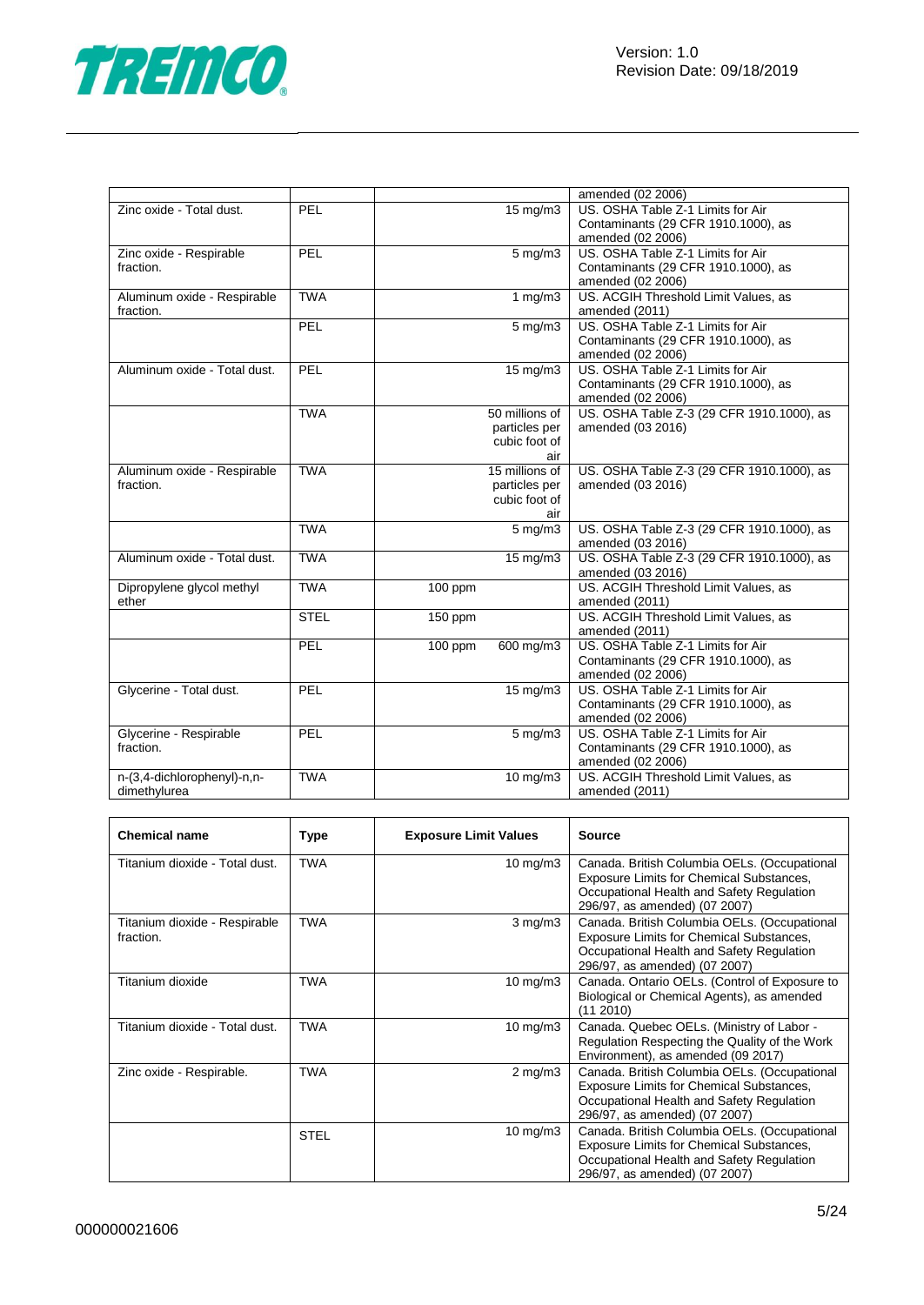| | | | |
|---|---|---|---|
| | | | amended (02 2006) |
| Zinc oxide - Total dust. | PEL | 15 mg/m3 | US. OSHA Table Z-1 Limits for Air Contaminants (29 CFR 1910.1000), as amended (02 2006) |
| Zinc oxide - Respirable fraction. | PEL | 5 mg/m3 | US. OSHA Table Z-1 Limits for Air Contaminants (29 CFR 1910.1000), as amended (02 2006) |
| Aluminum oxide - Respirable fraction. | TWA | 1 mg/m3 | US. ACGIH Threshold Limit Values, as amended (2011) |
| | PEL | 5 mg/m3 | US. OSHA Table Z-1 Limits for Air Contaminants (29 CFR 1910.1000), as amended (02 2006) |
| Aluminum oxide - Total dust. | PEL | 15 mg/m3 | US. OSHA Table Z-1 Limits for Air Contaminants (29 CFR 1910.1000), as amended (02 2006) |
| | TWA | 50 millions of particles per cubic foot of air | US. OSHA Table Z-3 (29 CFR 1910.1000), as amended (03 2016) |
| Aluminum oxide - Respirable fraction. | TWA | 15 millions of particles per cubic foot of air | US. OSHA Table Z-3 (29 CFR 1910.1000), as amended (03 2016) |
| | TWA | 5 mg/m3 | US. OSHA Table Z-3 (29 CFR 1910.1000), as amended (03 2016) |
| Aluminum oxide - Total dust. | TWA | 15 mg/m3 | US. OSHA Table Z-3 (29 CFR 1910.1000), as amended (03 2016) |
| Dipropylene glycol methyl ether | TWA | 100 ppm | US. ACGIH Threshold Limit Values, as amended (2011) |
| | STEL | 150 ppm | US. ACGIH Threshold Limit Values, as amended (2011) |
| | PEL | 100 ppm 600 mg/m3 | US. OSHA Table Z-1 Limits for Air Contaminants (29 CFR 1910.1000), as amended (02 2006) |
| Glycerine - Total dust. | PEL | 15 mg/m3 | US. OSHA Table Z-1 Limits for Air Contaminants (29 CFR 1910.1000), as amended (02 2006) |
| Glycerine - Respirable fraction. | PEL | 5 mg/m3 | US. OSHA Table Z-1 Limits for Air Contaminants (29 CFR 1910.1000), as amended (02 2006) |
| n-(3,4-dichlorophenyl)-n,n-dimethylurea | TWA | 10 mg/m3 | US. ACGIH Threshold Limit Values, as amended (2011) |

| Chemical name | Type | Exposure Limit Values | Source |
|---|---|---|---|
| Titanium dioxide - Total dust. | TWA | 10 mg/m3 | Canada. British Columbia OELs. (Occupational Exposure Limits for Chemical Substances, Occupational Health and Safety Regulation 296/97, as amended) (07 2007) |
| Titanium dioxide - Respirable fraction. | TWA | 3 mg/m3 | Canada. British Columbia OELs. (Occupational Exposure Limits for Chemical Substances, Occupational Health and Safety Regulation 296/97, as amended) (07 2007) |
| Titanium dioxide | TWA | 10 mg/m3 | Canada. Ontario OELs. (Control of Exposure to Biological or Chemical Agents), as amended (11 2010) |
| Titanium dioxide - Total dust. | TWA | 10 mg/m3 | Canada. Quebec OELs. (Ministry of Labor - Regulation Respecting the Quality of the Work Environment), as amended (09 2017) |
| Zinc oxide - Respirable. | TWA | 2 mg/m3 | Canada. British Columbia OELs. (Occupational Exposure Limits for Chemical Substances, Occupational Health and Safety Regulation 296/97, as amended) (07 2007) |
| | STEL | 10 mg/m3 | Canada. British Columbia OELs. (Occupational Exposure Limits for Chemical Substances, Occupational Health and Safety Regulation 296/97, as amended) (07 2007) |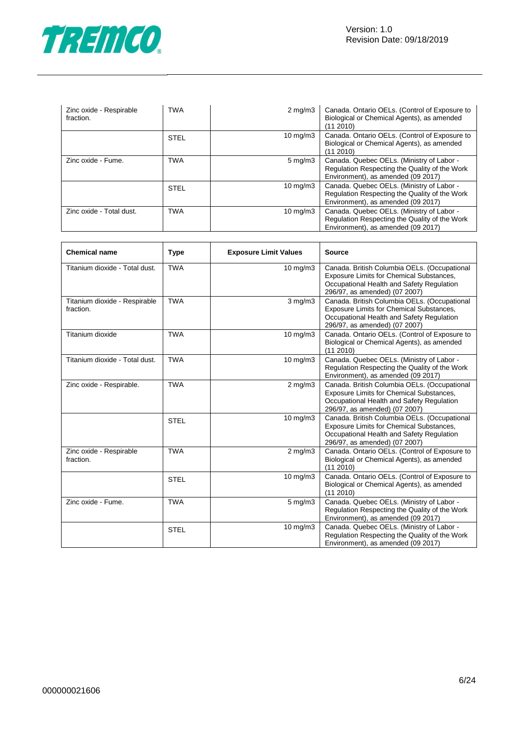| | | | |
|---|---|---|---|
| Zinc oxide - Respirable fraction. | TWA | 2 mg/m3 | Canada. Ontario OELs. (Control of Exposure to Biological or Chemical Agents), as amended (11 2010) |
| | STEL | 10 mg/m3 | Canada. Ontario OELs. (Control of Exposure to Biological or Chemical Agents), as amended (11 2010) |
| Zinc oxide - Fume. | TWA | 5 mg/m3 | Canada. Quebec OELs. (Ministry of Labor - Regulation Respecting the Quality of the Work Environment), as amended (09 2017) |
| | STEL | 10 mg/m3 | Canada. Quebec OELs. (Ministry of Labor - Regulation Respecting the Quality of the Work Environment), as amended (09 2017) |
| Zinc oxide - Total dust. | TWA | 10 mg/m3 | Canada. Quebec OELs. (Ministry of Labor - Regulation Respecting the Quality of the Work Environment), as amended (09 2017) |

| Chemical name | Type | Exposure Limit Values | Source |
|---|---|---|---|
| Titanium dioxide - Total dust. | TWA | 10 mg/m3 | Canada. British Columbia OELs. (Occupational Exposure Limits for Chemical Substances, Occupational Health and Safety Regulation 296/97, as amended) (07 2007) |
| Titanium dioxide - Respirable fraction. | TWA | 3 mg/m3 | Canada. British Columbia OELs. (Occupational Exposure Limits for Chemical Substances, Occupational Health and Safety Regulation 296/97, as amended) (07 2007) |
| Titanium dioxide | TWA | 10 mg/m3 | Canada. Ontario OELs. (Control of Exposure to Biological or Chemical Agents), as amended (11 2010) |
| Titanium dioxide - Total dust. | TWA | 10 mg/m3 | Canada. Quebec OELs. (Ministry of Labor - Regulation Respecting the Quality of the Work Environment), as amended (09 2017) |
| Zinc oxide - Respirable. | TWA | 2 mg/m3 | Canada. British Columbia OELs. (Occupational Exposure Limits for Chemical Substances, Occupational Health and Safety Regulation 296/97, as amended) (07 2007) |
| | STEL | 10 mg/m3 | Canada. British Columbia OELs. (Occupational Exposure Limits for Chemical Substances, Occupational Health and Safety Regulation 296/97, as amended) (07 2007) |
| Zinc oxide - Respirable fraction. | TWA | 2 mg/m3 | Canada. Ontario OELs. (Control of Exposure to Biological or Chemical Agents), as amended (11 2010) |
| | STEL | 10 mg/m3 | Canada. Ontario OELs. (Control of Exposure to Biological or Chemical Agents), as amended (11 2010) |
| Zinc oxide - Fume. | TWA | 5 mg/m3 | Canada. Quebec OELs. (Ministry of Labor - Regulation Respecting the Quality of the Work Environment), as amended (09 2017) |
| | STEL | 10 mg/m3 | Canada. Quebec OELs. (Ministry of Labor - Regulation Respecting the Quality of the Work Environment), as amended (09 2017) |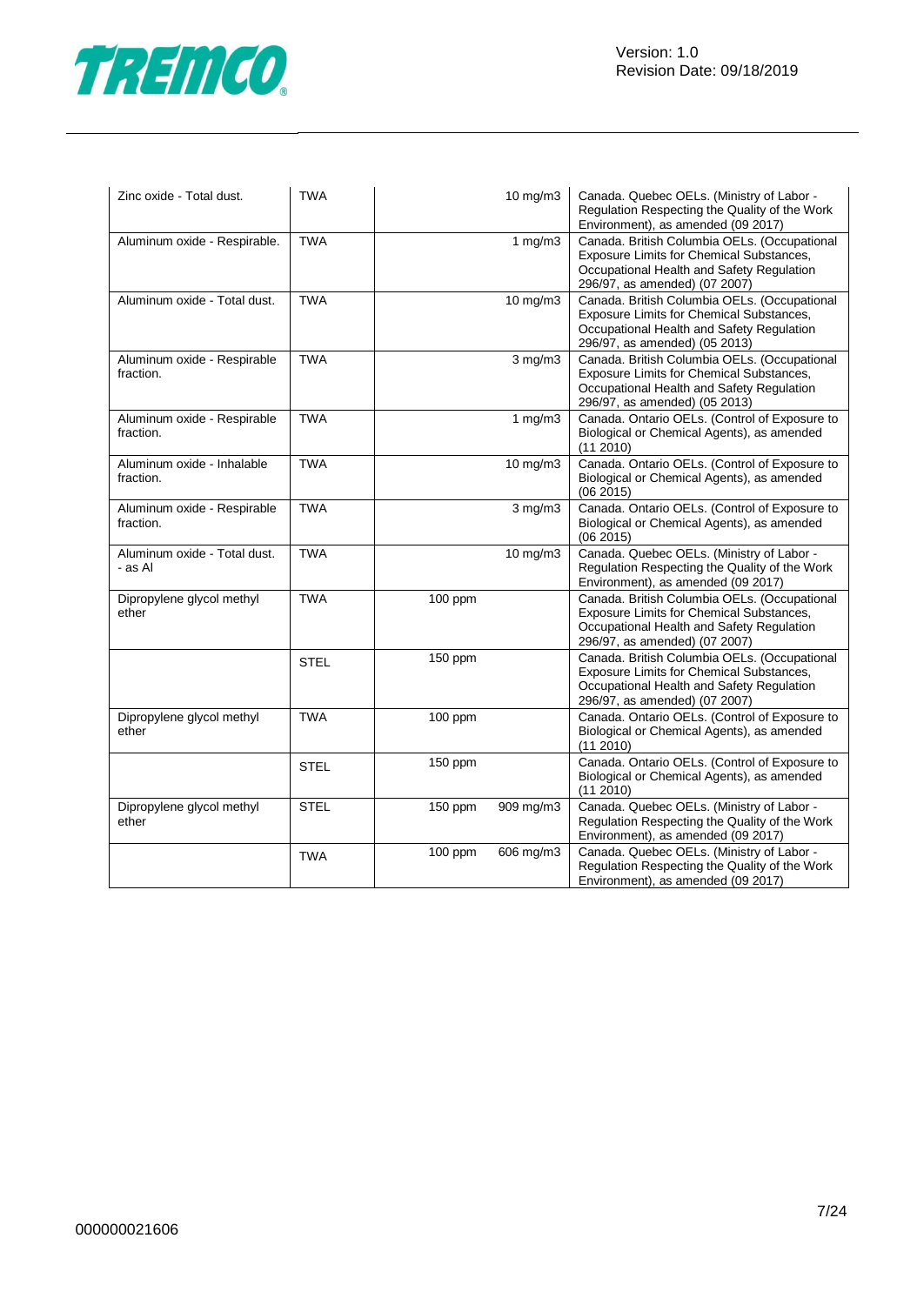| | | | | |
|---|---|---|---|---|
| Zinc oxide - Total dust. | TWA | | 10 mg/m3 | Canada. Quebec OELs. (Ministry of Labor - Regulation Respecting the Quality of the Work Environment), as amended (09 2017) |
| Aluminum oxide - Respirable. | TWA | | 1 mg/m3 | Canada. British Columbia OELs. (Occupational Exposure Limits for Chemical Substances, Occupational Health and Safety Regulation 296/97, as amended) (07 2007) |
| Aluminum oxide - Total dust. | TWA | | 10 mg/m3 | Canada. British Columbia OELs. (Occupational Exposure Limits for Chemical Substances, Occupational Health and Safety Regulation 296/97, as amended) (05 2013) |
| Aluminum oxide - Respirable fraction. | TWA | | 3 mg/m3 | Canada. British Columbia OELs. (Occupational Exposure Limits for Chemical Substances, Occupational Health and Safety Regulation 296/97, as amended) (05 2013) |
| Aluminum oxide - Respirable fraction. | TWA | | 1 mg/m3 | Canada. Ontario OELs. (Control of Exposure to Biological or Chemical Agents), as amended (11 2010) |
| Aluminum oxide - Inhalable fraction. | TWA | | 10 mg/m3 | Canada. Ontario OELs. (Control of Exposure to Biological or Chemical Agents), as amended (06 2015) |
| Aluminum oxide - Respirable fraction. | TWA | | 3 mg/m3 | Canada. Ontario OELs. (Control of Exposure to Biological or Chemical Agents), as amended (06 2015) |
| Aluminum oxide - Total dust. - as Al | TWA | | 10 mg/m3 | Canada. Quebec OELs. (Ministry of Labor - Regulation Respecting the Quality of the Work Environment), as amended (09 2017) |
| Dipropylene glycol methyl ether | TWA | 100 ppm | | Canada. British Columbia OELs. (Occupational Exposure Limits for Chemical Substances, Occupational Health and Safety Regulation 296/97, as amended) (07 2007) |
| | STEL | 150 ppm | | Canada. British Columbia OELs. (Occupational Exposure Limits for Chemical Substances, Occupational Health and Safety Regulation 296/97, as amended) (07 2007) |
| Dipropylene glycol methyl ether | TWA | 100 ppm | | Canada. Ontario OELs. (Control of Exposure to Biological or Chemical Agents), as amended (11 2010) |
| | STEL | 150 ppm | | Canada. Ontario OELs. (Control of Exposure to Biological or Chemical Agents), as amended (11 2010) |
| Dipropylene glycol methyl ether | STEL | 150 ppm | 909 mg/m3 | Canada. Quebec OELs. (Ministry of Labor - Regulation Respecting the Quality of the Work Environment), as amended (09 2017) |
| | TWA | 100 ppm | 606 mg/m3 | Canada. Quebec OELs. (Ministry of Labor - Regulation Respecting the Quality of the Work Environment), as amended (09 2017) |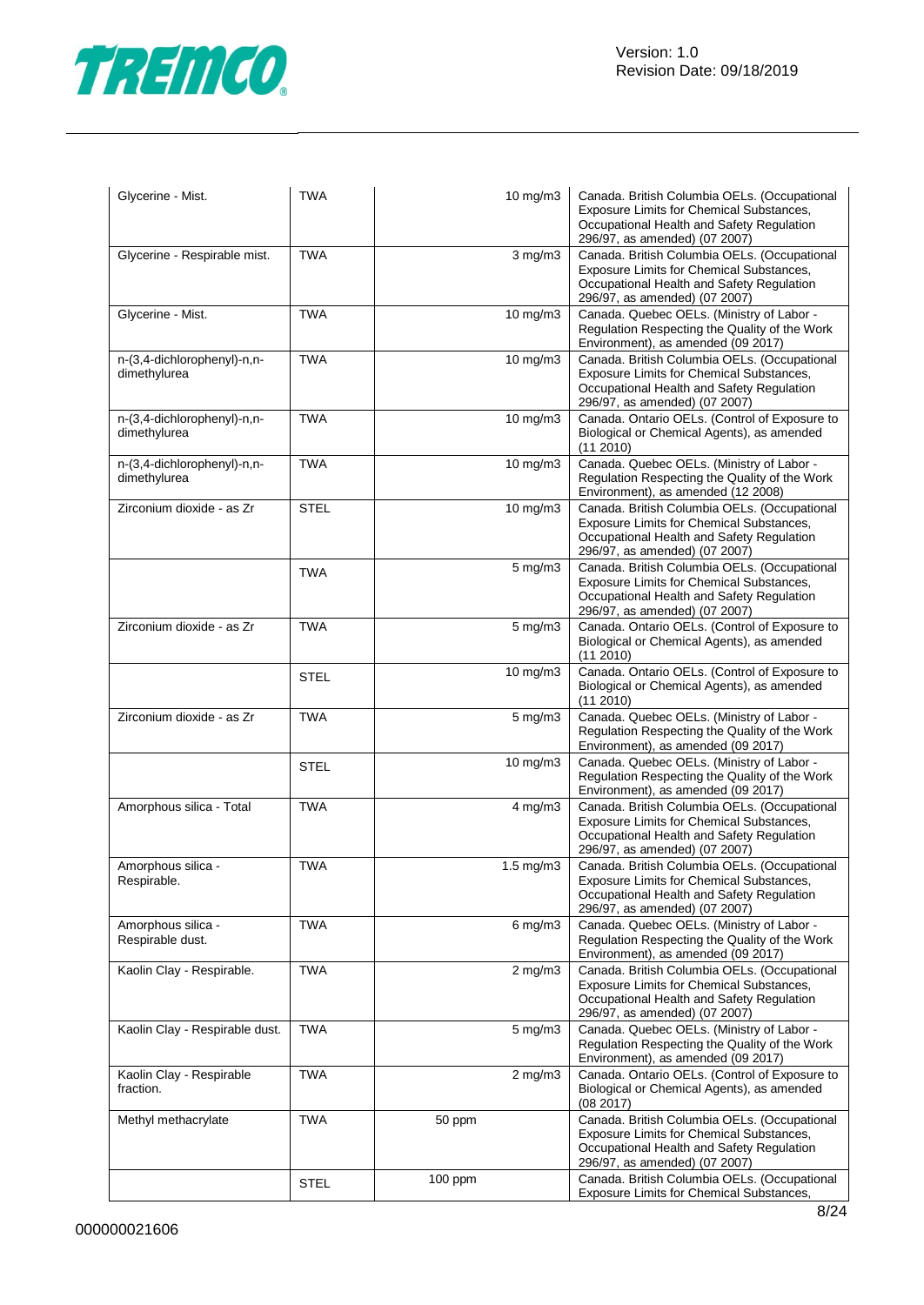| | | | |
|---|---|---|---|
| Glycerine - Mist. | TWA | 10 mg/m3 | Canada. British Columbia OELs. (Occupational Exposure Limits for Chemical Substances, Occupational Health and Safety Regulation 296/97, as amended) (07 2007) |
| Glycerine - Respirable mist. | TWA | 3 mg/m3 | Canada. British Columbia OELs. (Occupational Exposure Limits for Chemical Substances, Occupational Health and Safety Regulation 296/97, as amended) (07 2007) |
| Glycerine - Mist. | TWA | 10 mg/m3 | Canada. Quebec OELs. (Ministry of Labor - Regulation Respecting the Quality of the Work Environment), as amended (09 2017) |
| n-(3,4-dichlorophenyl)-n,n-dimethylurea | TWA | 10 mg/m3 | Canada. British Columbia OELs. (Occupational Exposure Limits for Chemical Substances, Occupational Health and Safety Regulation 296/97, as amended) (07 2007) |
| n-(3,4-dichlorophenyl)-n,n-dimethylurea | TWA | 10 mg/m3 | Canada. Ontario OELs. (Control of Exposure to Biological or Chemical Agents), as amended (11 2010) |
| n-(3,4-dichlorophenyl)-n,n-dimethylurea | TWA | 10 mg/m3 | Canada. Quebec OELs. (Ministry of Labor - Regulation Respecting the Quality of the Work Environment), as amended (12 2008) |
| Zirconium dioxide - as Zr | STEL | 10 mg/m3 | Canada. British Columbia OELs. (Occupational Exposure Limits for Chemical Substances, Occupational Health and Safety Regulation 296/97, as amended) (07 2007) |
| | TWA | 5 mg/m3 | Canada. British Columbia OELs. (Occupational Exposure Limits for Chemical Substances, Occupational Health and Safety Regulation 296/97, as amended) (07 2007) |
| Zirconium dioxide - as Zr | TWA | 5 mg/m3 | Canada. Ontario OELs. (Control of Exposure to Biological or Chemical Agents), as amended (11 2010) |
| | STEL | 10 mg/m3 | Canada. Ontario OELs. (Control of Exposure to Biological or Chemical Agents), as amended (11 2010) |
| Zirconium dioxide - as Zr | TWA | 5 mg/m3 | Canada. Quebec OELs. (Ministry of Labor - Regulation Respecting the Quality of the Work Environment), as amended (09 2017) |
| | STEL | 10 mg/m3 | Canada. Quebec OELs. (Ministry of Labor - Regulation Respecting the Quality of the Work Environment), as amended (09 2017) |
| Amorphous silica - Total | TWA | 4 mg/m3 | Canada. British Columbia OELs. (Occupational Exposure Limits for Chemical Substances, Occupational Health and Safety Regulation 296/97, as amended) (07 2007) |
| Amorphous silica - Respirable. | TWA | 1.5 mg/m3 | Canada. British Columbia OELs. (Occupational Exposure Limits for Chemical Substances, Occupational Health and Safety Regulation 296/97, as amended) (07 2007) |
| Amorphous silica - Respirable dust. | TWA | 6 mg/m3 | Canada. Quebec OELs. (Ministry of Labor - Regulation Respecting the Quality of the Work Environment), as amended (09 2017) |
| Kaolin Clay - Respirable. | TWA | 2 mg/m3 | Canada. British Columbia OELs. (Occupational Exposure Limits for Chemical Substances, Occupational Health and Safety Regulation 296/97, as amended) (07 2007) |
| Kaolin Clay - Respirable dust. | TWA | 5 mg/m3 | Canada. Quebec OELs. (Ministry of Labor - Regulation Respecting the Quality of the Work Environment), as amended (09 2017) |
| Kaolin Clay - Respirable fraction. | TWA | 2 mg/m3 | Canada. Ontario OELs. (Control of Exposure to Biological or Chemical Agents), as amended (08 2017) |
| Methyl methacrylate | TWA | 50 ppm | Canada. British Columbia OELs. (Occupational Exposure Limits for Chemical Substances, Occupational Health and Safety Regulation 296/97, as amended) (07 2007) |
| | STEL | 100 ppm | Canada. British Columbia OELs. (Occupational Exposure Limits for Chemical Substances, |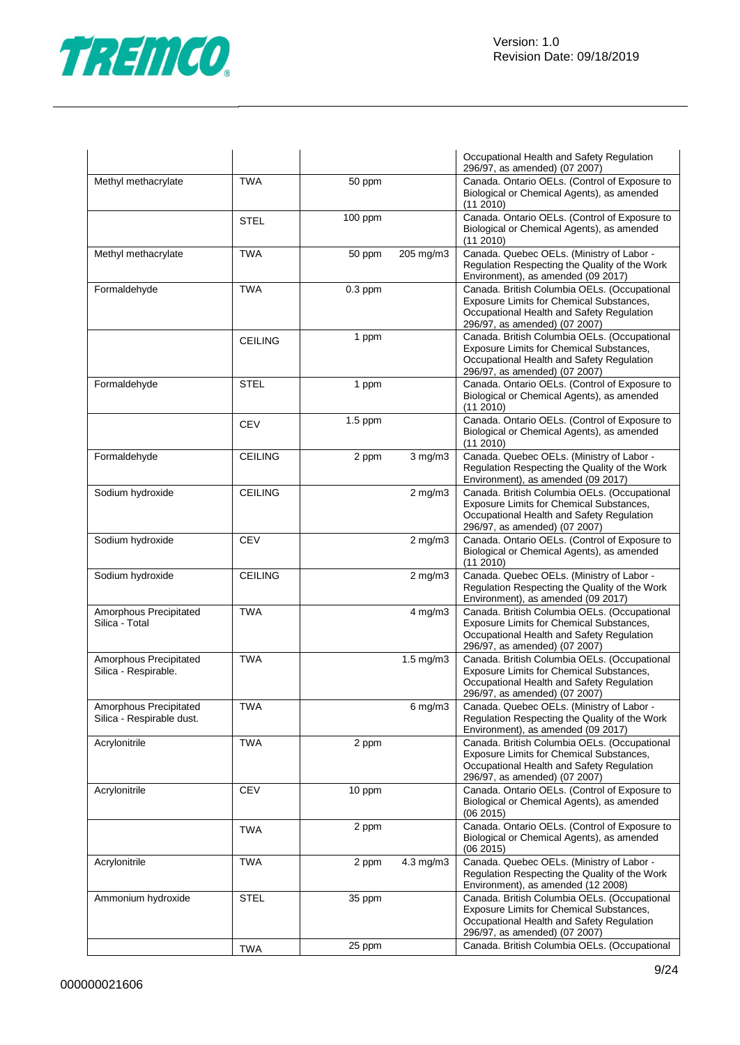| | | | | |
|---|---|---|---|---|
| | | | | Occupational Health and Safety Regulation 296/97, as amended) (07 2007) |
| Methyl methacrylate | TWA | 50 ppm | | Canada. Ontario OELs. (Control of Exposure to Biological or Chemical Agents), as amended (11 2010) |
| | STEL | 100 ppm | | Canada. Ontario OELs. (Control of Exposure to Biological or Chemical Agents), as amended (11 2010) |
| Methyl methacrylate | TWA | 50 ppm | 205 mg/m3 | Canada. Quebec OELs. (Ministry of Labor - Regulation Respecting the Quality of the Work Environment), as amended (09 2017) |
| Formaldehyde | TWA | 0.3 ppm | | Canada. British Columbia OELs. (Occupational Exposure Limits for Chemical Substances, Occupational Health and Safety Regulation 296/97, as amended) (07 2007) |
| | CEILING | 1 ppm | | Canada. British Columbia OELs. (Occupational Exposure Limits for Chemical Substances, Occupational Health and Safety Regulation 296/97, as amended) (07 2007) |
| Formaldehyde | STEL | 1 ppm | | Canada. Ontario OELs. (Control of Exposure to Biological or Chemical Agents), as amended (11 2010) |
| | CEV | 1.5 ppm | | Canada. Ontario OELs. (Control of Exposure to Biological or Chemical Agents), as amended (11 2010) |
| Formaldehyde | CEILING | 2 ppm | 3 mg/m3 | Canada. Quebec OELs. (Ministry of Labor - Regulation Respecting the Quality of the Work Environment), as amended (09 2017) |
| Sodium hydroxide | CEILING | | 2 mg/m3 | Canada. British Columbia OELs. (Occupational Exposure Limits for Chemical Substances, Occupational Health and Safety Regulation 296/97, as amended) (07 2007) |
| Sodium hydroxide | CEV | | 2 mg/m3 | Canada. Ontario OELs. (Control of Exposure to Biological or Chemical Agents), as amended (11 2010) |
| Sodium hydroxide | CEILING | | 2 mg/m3 | Canada. Quebec OELs. (Ministry of Labor - Regulation Respecting the Quality of the Work Environment), as amended (09 2017) |
| Amorphous Precipitated Silica - Total | TWA | | 4 mg/m3 | Canada. British Columbia OELs. (Occupational Exposure Limits for Chemical Substances, Occupational Health and Safety Regulation 296/97, as amended) (07 2007) |
| Amorphous Precipitated Silica - Respirable. | TWA | | 1.5 mg/m3 | Canada. British Columbia OELs. (Occupational Exposure Limits for Chemical Substances, Occupational Health and Safety Regulation 296/97, as amended) (07 2007) |
| Amorphous Precipitated Silica - Respirable dust. | TWA | | 6 mg/m3 | Canada. Quebec OELs. (Ministry of Labor - Regulation Respecting the Quality of the Work Environment), as amended (09 2017) |
| Acrylonitrile | TWA | 2 ppm | | Canada. British Columbia OELs. (Occupational Exposure Limits for Chemical Substances, Occupational Health and Safety Regulation 296/97, as amended) (07 2007) |
| Acrylonitrile | CEV | 10 ppm | | Canada. Ontario OELs. (Control of Exposure to Biological or Chemical Agents), as amended (06 2015) |
| | TWA | 2 ppm | | Canada. Ontario OELs. (Control of Exposure to Biological or Chemical Agents), as amended (06 2015) |
| Acrylonitrile | TWA | 2 ppm | 4.3 mg/m3 | Canada. Quebec OELs. (Ministry of Labor - Regulation Respecting the Quality of the Work Environment), as amended (12 2008) |
| Ammonium hydroxide | STEL | 35 ppm | | Canada. British Columbia OELs. (Occupational Exposure Limits for Chemical Substances, Occupational Health and Safety Regulation 296/97, as amended) (07 2007) |
| | TWA | 25 ppm | | Canada. British Columbia OELs. (Occupational |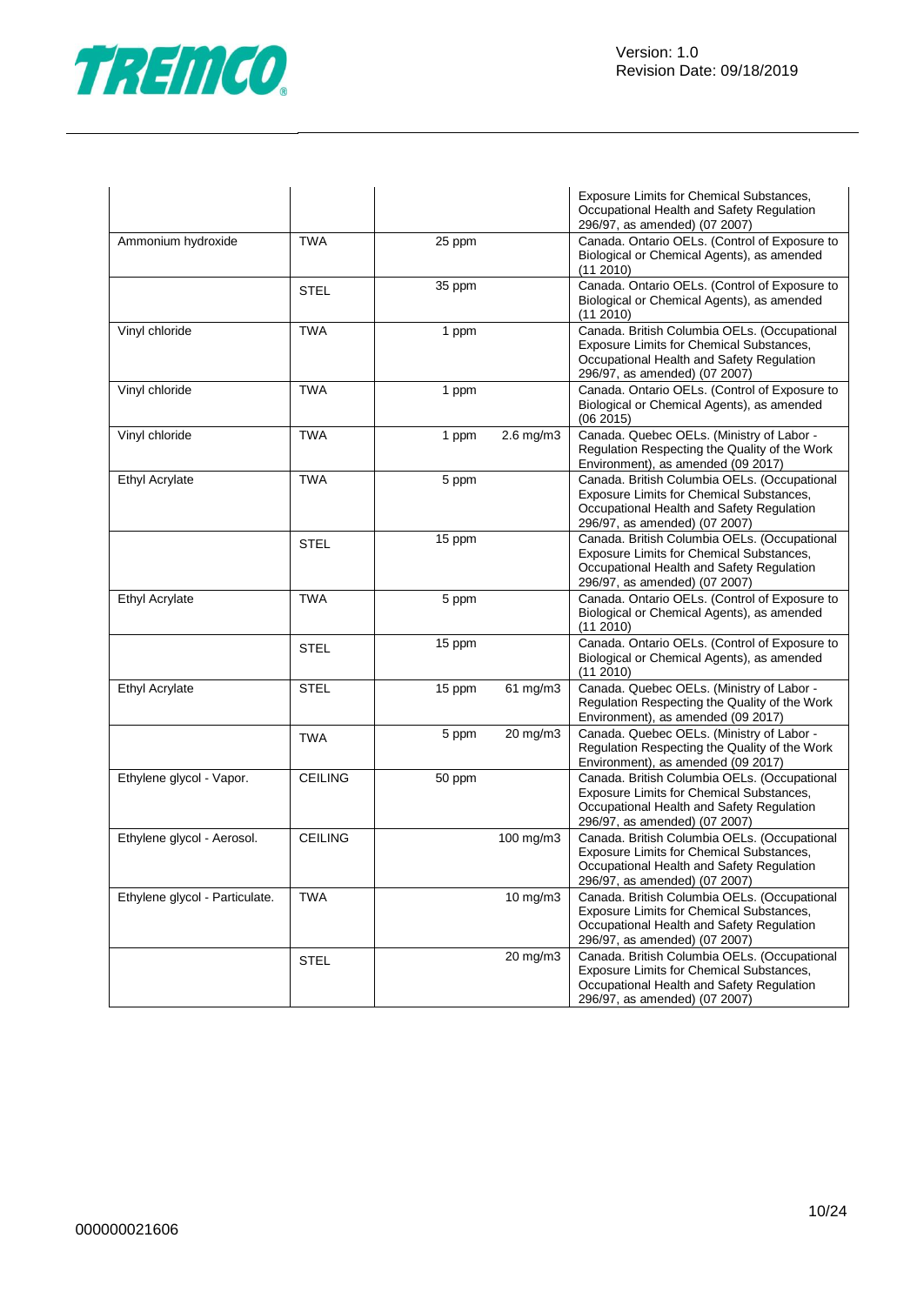| | | | | |
|---|---|---|---|---|
| | | | | Exposure Limits for Chemical Substances, Occupational Health and Safety Regulation 296/97, as amended) (07 2007) |
| Ammonium hydroxide | TWA | 25 ppm | | Canada. Ontario OELs. (Control of Exposure to Biological or Chemical Agents), as amended (11 2010) |
| | STEL | 35 ppm | | Canada. Ontario OELs. (Control of Exposure to Biological or Chemical Agents), as amended (11 2010) |
| Vinyl chloride | TWA | 1 ppm | | Canada. British Columbia OELs. (Occupational Exposure Limits for Chemical Substances, Occupational Health and Safety Regulation 296/97, as amended) (07 2007) |
| Vinyl chloride | TWA | 1 ppm | | Canada. Ontario OELs. (Control of Exposure to Biological or Chemical Agents), as amended (06 2015) |
| Vinyl chloride | TWA | 1 ppm | 2.6 mg/m3 | Canada. Quebec OELs. (Ministry of Labor - Regulation Respecting the Quality of the Work Environment), as amended (09 2017) |
| Ethyl Acrylate | TWA | 5 ppm | | Canada. British Columbia OELs. (Occupational Exposure Limits for Chemical Substances, Occupational Health and Safety Regulation 296/97, as amended) (07 2007) |
| | STEL | 15 ppm | | Canada. British Columbia OELs. (Occupational Exposure Limits for Chemical Substances, Occupational Health and Safety Regulation 296/97, as amended) (07 2007) |
| Ethyl Acrylate | TWA | 5 ppm | | Canada. Ontario OELs. (Control of Exposure to Biological or Chemical Agents), as amended (11 2010) |
| | STEL | 15 ppm | | Canada. Ontario OELs. (Control of Exposure to Biological or Chemical Agents), as amended (11 2010) |
| Ethyl Acrylate | STEL | 15 ppm | 61 mg/m3 | Canada. Quebec OELs. (Ministry of Labor - Regulation Respecting the Quality of the Work Environment), as amended (09 2017) |
| | TWA | 5 ppm | 20 mg/m3 | Canada. Quebec OELs. (Ministry of Labor - Regulation Respecting the Quality of the Work Environment), as amended (09 2017) |
| Ethylene glycol - Vapor. | CEILING | 50 ppm | | Canada. British Columbia OELs. (Occupational Exposure Limits for Chemical Substances, Occupational Health and Safety Regulation 296/97, as amended) (07 2007) |
| Ethylene glycol - Aerosol. | CEILING | | 100 mg/m3 | Canada. British Columbia OELs. (Occupational Exposure Limits for Chemical Substances, Occupational Health and Safety Regulation 296/97, as amended) (07 2007) |
| Ethylene glycol - Particulate. | TWA | | 10 mg/m3 | Canada. British Columbia OELs. (Occupational Exposure Limits for Chemical Substances, Occupational Health and Safety Regulation 296/97, as amended) (07 2007) |
| | STEL | | 20 mg/m3 | Canada. British Columbia OELs. (Occupational Exposure Limits for Chemical Substances, Occupational Health and Safety Regulation 296/97, as amended) (07 2007) |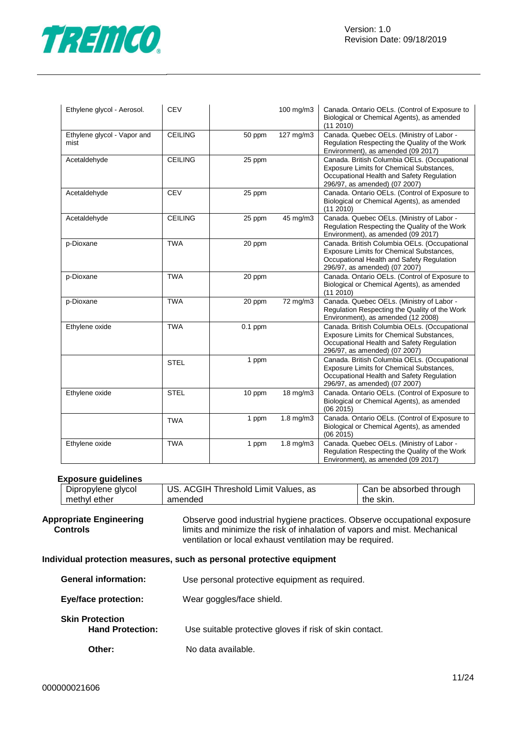| Ethylene glycol - Aerosol. | CEV | | 100 mg/m3 | Canada. Ontario OELs. (Control of Exposure to Biological or Chemical Agents), as amended (11 2010) |
|---|---|---|---|---|
| Ethylene glycol - Vapor and mist | CEILING | 50 ppm | 127 mg/m3 | Canada. Quebec OELs. (Ministry of Labor - Regulation Respecting the Quality of the Work Environment), as amended (09 2017) |
| Acetaldehyde | CEILING | 25 ppm | | Canada. British Columbia OELs. (Occupational Exposure Limits for Chemical Substances, Occupational Health and Safety Regulation 296/97, as amended) (07 2007) |
| Acetaldehyde | CEV | 25 ppm | | Canada. Ontario OELs. (Control of Exposure to Biological or Chemical Agents), as amended (11 2010) |
| Acetaldehyde | CEILING | 25 ppm | 45 mg/m3 | Canada. Quebec OELs. (Ministry of Labor - Regulation Respecting the Quality of the Work Environment), as amended (09 2017) |
| p-Dioxane | TWA | 20 ppm | | Canada. British Columbia OELs. (Occupational Exposure Limits for Chemical Substances, Occupational Health and Safety Regulation 296/97, as amended) (07 2007) |
| p-Dioxane | TWA | 20 ppm | | Canada. Ontario OELs. (Control of Exposure to Biological or Chemical Agents), as amended (11 2010) |
| p-Dioxane | TWA | 20 ppm | 72 mg/m3 | Canada. Quebec OELs. (Ministry of Labor - Regulation Respecting the Quality of the Work Environment), as amended (12 2008) |
| Ethylene oxide | TWA | 0.1 ppm | | Canada. British Columbia OELs. (Occupational Exposure Limits for Chemical Substances, Occupational Health and Safety Regulation 296/97, as amended) (07 2007) |
| | STEL | 1 ppm | | Canada. British Columbia OELs. (Occupational Exposure Limits for Chemical Substances, Occupational Health and Safety Regulation 296/97, as amended) (07 2007) |
| Ethylene oxide | STEL | 10 ppm | 18 mg/m3 | Canada. Ontario OELs. (Control of Exposure to Biological or Chemical Agents), as amended (06 2015) |
| | TWA | 1 ppm | 1.8 mg/m3 | Canada. Ontario OELs. (Control of Exposure to Biological or Chemical Agents), as amended (06 2015) |
| Ethylene oxide | TWA | 1 ppm | 1.8 mg/m3 | Canada. Quebec OELs. (Ministry of Labor - Regulation Respecting the Quality of the Work Environment), as amended (09 2017) |

**Exposure guidelines**

| Dipropylene glycol methyl ether | US. ACGIH Threshold Limit Values, as amended | Can be absorbed through the skin. |
|---|---|---|

**Appropriate Engineering Controls**
Observe good industrial hygiene practices. Observe occupational exposure limits and minimize the risk of inhalation of vapors and mist. Mechanical ventilation or local exhaust ventilation may be required.

**Individual protection measures, such as personal protective equipment**

**General information:** Use personal protective equipment as required.

**Eye/face protection:** Wear goggles/face shield.

**Skin Protection**

**Hand Protection:** Use suitable protective gloves if risk of skin contact.

**Other:** No data available.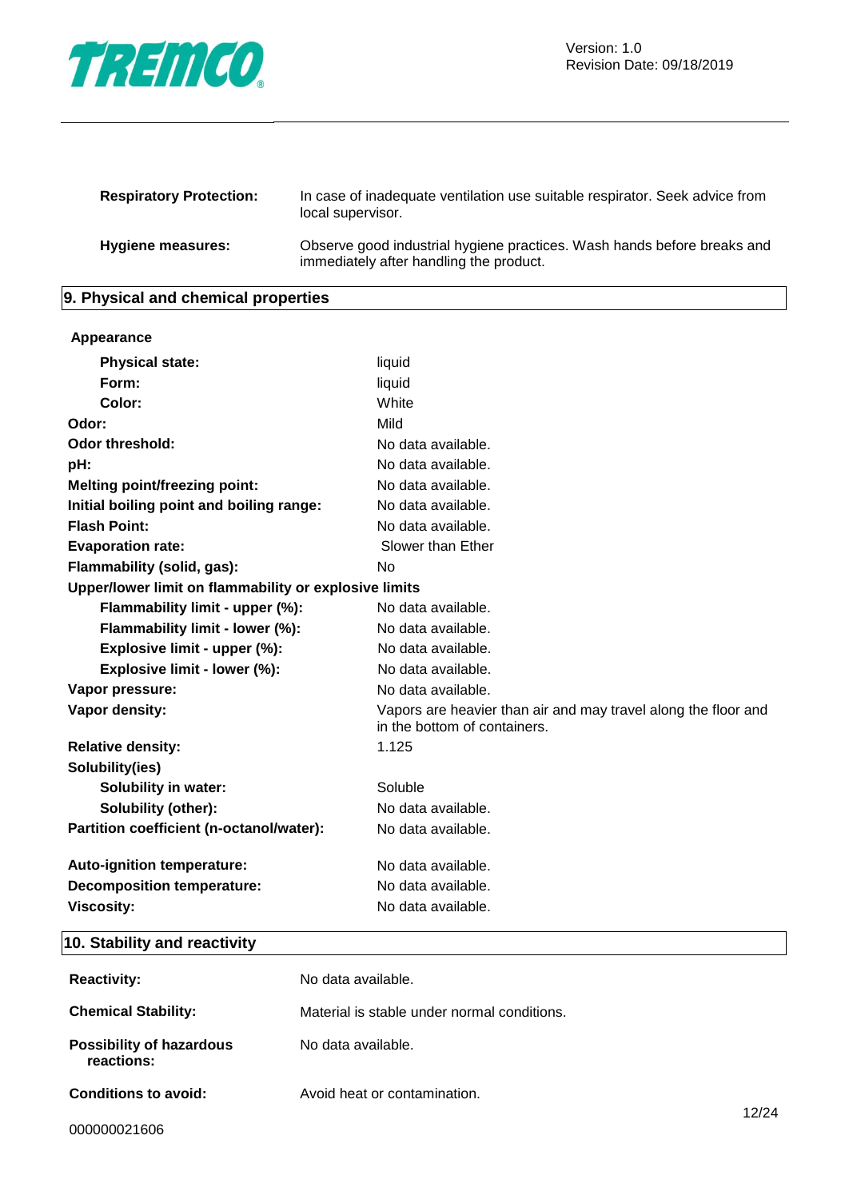| | |
|---|---|
| **Respiratory Protection:** | In case of inadequate ventilation use suitable respirator. Seek advice from local supervisor. |
| **Hygiene measures:** | Observe good industrial hygiene practices. Wash hands before breaks and immediately after handling the product. |

## 9. Physical and chemical properties

| | |
|---|---|
| **Appearance** | |
| **Physical state:** | liquid |
| **Form:** | liquid |
| **Color:** | White |
| **Odor:** | Mild |
| **Odor threshold:** | No data available. |
| **pH:** | No data available. |
| **Melting point/freezing point:** | No data available. |
| **Initial boiling point and boiling range:** | No data available. |
| **Flash Point:** | No data available. |
| **Evaporation rate:** | Slower than Ether |
| **Flammability (solid, gas):** | No |
| **Upper/lower limit on flammability or explosive limits** | |
| **Flammability limit - upper (%):** | No data available. |
| **Flammability limit - lower (%):** | No data available. |
| **Explosive limit - upper (%):** | No data available. |
| **Explosive limit - lower (%):** | No data available. |
| **Vapor pressure:** | No data available. |
| **Vapor density:** | Vapors are heavier than air and may travel along the floor and in the bottom of containers. |
| **Relative density:** | 1.125 |
| **Solubility(ies)** | |
| **Solubility in water:** | Soluble |
| **Solubility (other):** | No data available. |
| **Partition coefficient (n-octanol/water):** | No data available. |
| **Auto-ignition temperature:** | No data available. |
| **Decomposition temperature:** | No data available. |
| **Viscosity:** | No data available. |

## 10. Stability and reactivity

| | |
|---|---|
| **Reactivity:** | No data available. |
| **Chemical Stability:** | Material is stable under normal conditions. |
| **Possibility of hazardous reactions:** | No data available. |
| **Conditions to avoid:** | Avoid heat or contamination. |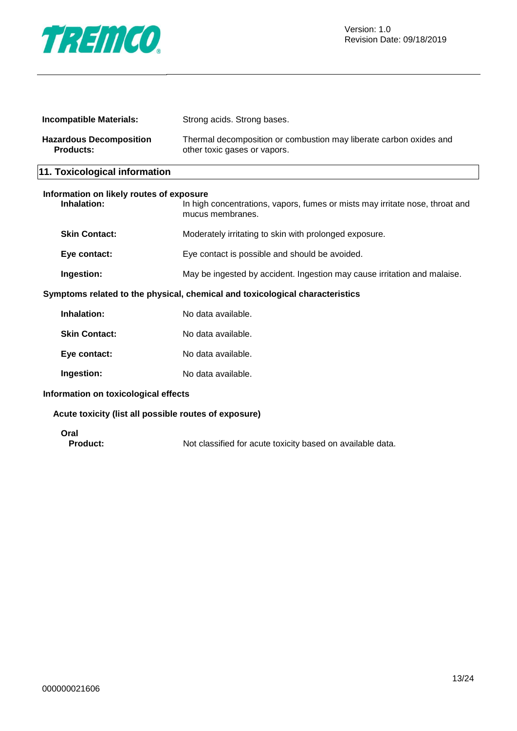**Incompatible Materials:** Strong acids. Strong bases.

**Hazardous Decomposition Products:** Thermal decomposition or combustion may liberate carbon oxides and other toxic gases or vapors.

## 11. Toxicological information

**Information on likely routes of exposure**

**Inhalation:** In high concentrations, vapors, fumes or mists may irritate nose, throat and mucus membranes.

**Skin Contact:** Moderately irritating to skin with prolonged exposure.

**Eye contact:** Eye contact is possible and should be avoided.

**Ingestion:** May be ingested by accident. Ingestion may cause irritation and malaise.

**Symptoms related to the physical, chemical and toxicological characteristics**

**Inhalation:** No data available.

**Skin Contact:** No data available.

**Eye contact:** No data available.

**Ingestion:** No data available.

**Information on toxicological effects**

**Acute toxicity (list all possible routes of exposure)**

**Oral**

**Product:** Not classified for acute toxicity based on available data.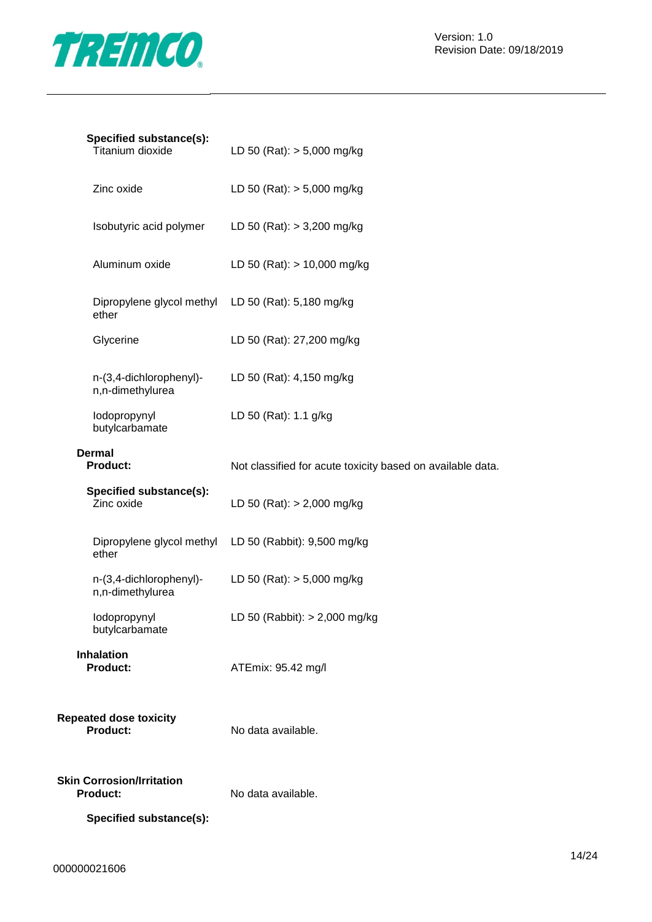**Specified substance(s):**

| | |
|---|---|
| Titanium dioxide | LD 50 (Rat): > 5,000 mg/kg |
| Zinc oxide | LD 50 (Rat): > 5,000 mg/kg |
| Isobutyric acid polymer | LD 50 (Rat): > 3,200 mg/kg |
| Aluminum oxide | LD 50 (Rat): > 10,000 mg/kg |
| Dipropylene glycol methyl ether | LD 50 (Rat): 5,180 mg/kg |
| Glycerine | LD 50 (Rat): 27,200 mg/kg |
| n-(3,4-dichlorophenyl)-n,n-dimethylurea | LD 50 (Rat): 4,150 mg/kg |
| Iodopropynyl butylcarbamate | LD 50 (Rat): 1.1 g/kg |

**Dermal**

**Product:** Not classified for acute toxicity based on available data.

**Specified substance(s):**

| | |
|---|---|
| Zinc oxide | LD 50 (Rat): > 2,000 mg/kg |
| Dipropylene glycol methyl ether | LD 50 (Rabbit): 9,500 mg/kg |
| n-(3,4-dichlorophenyl)-n,n-dimethylurea | LD 50 (Rat): > 5,000 mg/kg |
| Iodopropynyl butylcarbamate | LD 50 (Rabbit): > 2,000 mg/kg |

**Inhalation**

**Product:** ATEmix: 95.42 mg/l

**Repeated dose toxicity**

**Product:** No data available.

**Skin Corrosion/Irritation**

**Product:** No data available.

**Specified substance(s):**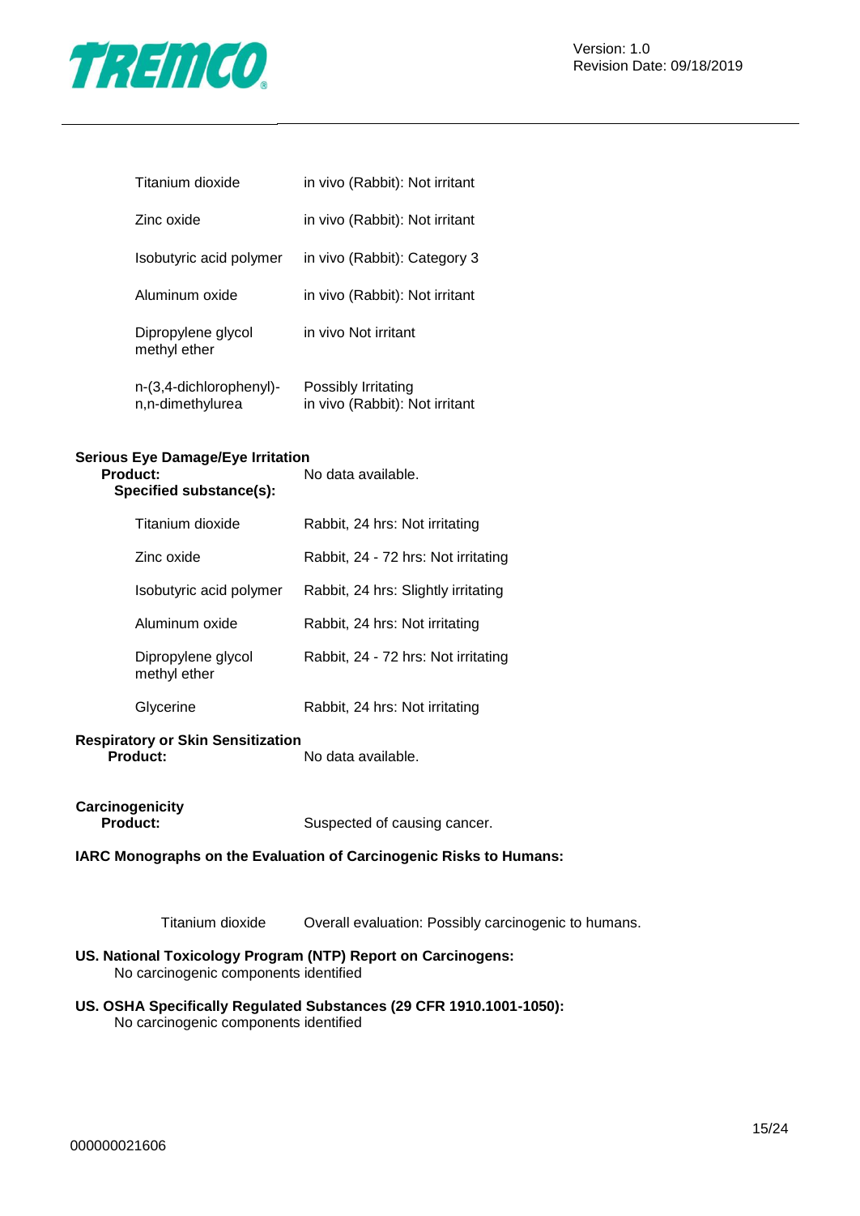| | |
|---|---|
| Titanium dioxide | in vivo (Rabbit): Not irritant |
| Zinc oxide | in vivo (Rabbit): Not irritant |
| Isobutyric acid polymer | in vivo (Rabbit): Category 3 |
| Aluminum oxide | in vivo (Rabbit): Not irritant |
| Dipropylene glycol methyl ether | in vivo Not irritant |
| n-(3,4-dichlorophenyl)-n,n-dimethylurea | Possibly Irritating<br>in vivo (Rabbit): Not irritant |

**Serious Eye Damage/Eye Irritation**

**Product:** No data available.

**Specified substance(s):**

| | |
|---|---|
| Titanium dioxide | Rabbit, 24 hrs: Not irritating |
| Zinc oxide | Rabbit, 24 - 72 hrs: Not irritating |
| Isobutyric acid polymer | Rabbit, 24 hrs: Slightly irritating |
| Aluminum oxide | Rabbit, 24 hrs: Not irritating |
| Dipropylene glycol methyl ether | Rabbit, 24 - 72 hrs: Not irritating |
| Glycerine | Rabbit, 24 hrs: Not irritating |

**Respiratory or Skin Sensitization**

**Product:** No data available.

**Carcinogenicity**

**Product:** Suspected of causing cancer.

**IARC Monographs on the Evaluation of Carcinogenic Risks to Humans:**

| | |
|---|---|
| Titanium dioxide | Overall evaluation: Possibly carcinogenic to humans. |

**US. National Toxicology Program (NTP) Report on Carcinogens:**

No carcinogenic components identified

**US. OSHA Specifically Regulated Substances (29 CFR 1910.1001-1050):**

No carcinogenic components identified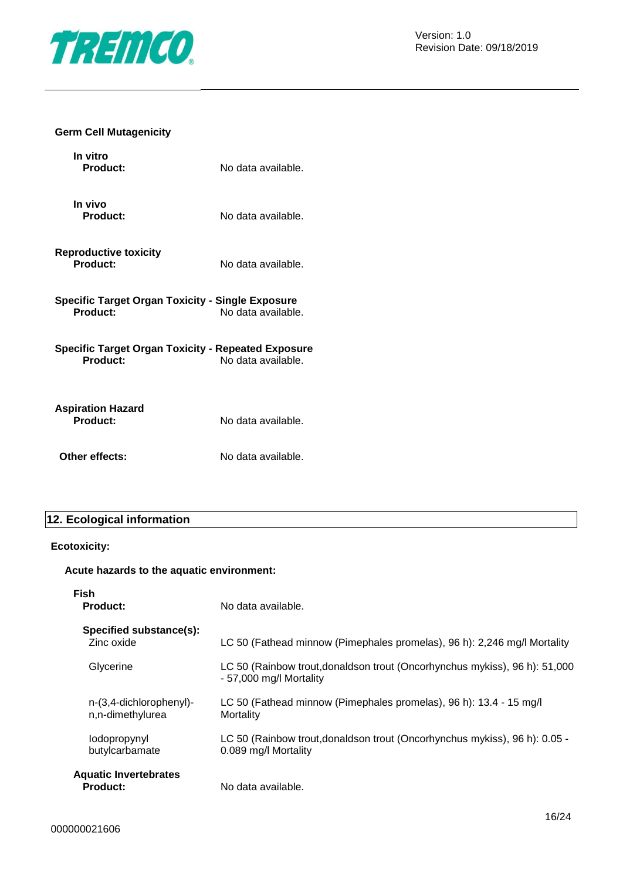**Germ Cell Mutagenicity**

**In vitro**

**Product:** No data available.

**In vivo**

**Product:** No data available.

**Reproductive toxicity**

**Product:** No data available.

**Specific Target Organ Toxicity - Single Exposure**

**Product:** No data available.

**Specific Target Organ Toxicity - Repeated Exposure**

**Product:** No data available.

**Aspiration Hazard**

**Product:** No data available.

**Other effects:** No data available.

## 12. Ecological information

**Ecotoxicity:**

**Acute hazards to the aquatic environment:**

**Fish**

**Product:** No data available.

**Specified substance(s):**

| | |
|---|---|
| Zinc oxide | LC 50 (Fathead minnow (Pimephales promelas), 96 h): 2,246 mg/l Mortality |
| Glycerine | LC 50 (Rainbow trout,donaldson trout (Oncorhynchus mykiss), 96 h): 51,000 - 57,000 mg/l Mortality |
| n-(3,4-dichlorophenyl)-n,n-dimethylurea | LC 50 (Fathead minnow (Pimephales promelas), 96 h): 13.4 - 15 mg/l Mortality |
| Iodopropynyl butylcarbamate | LC 50 (Rainbow trout,donaldson trout (Oncorhynchus mykiss), 96 h): 0.05 - 0.089 mg/l Mortality |

**Aquatic Invertebrates**

**Product:** No data available.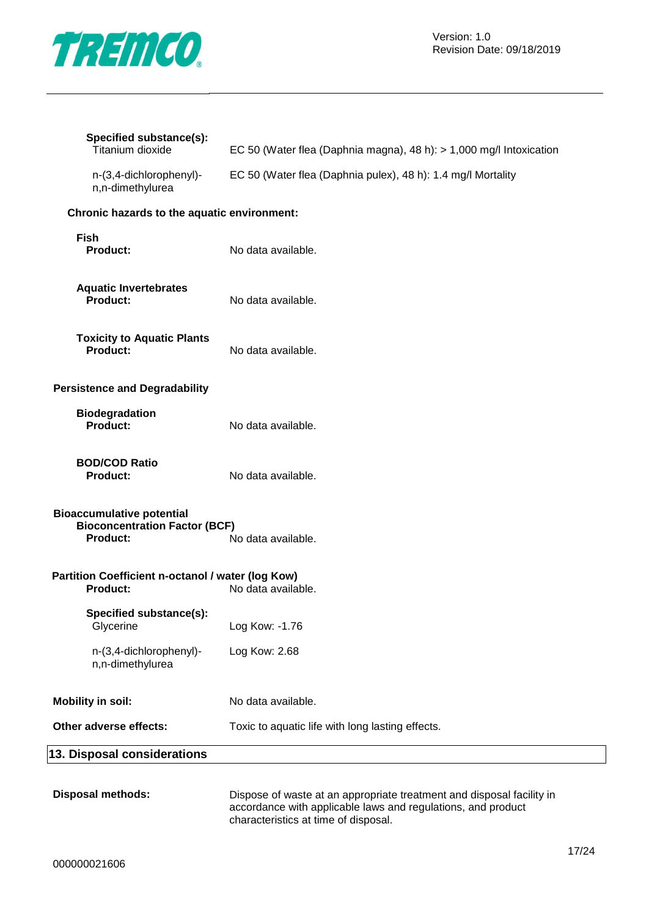**Specified substance(s):**

| | |
|---|---|
| Titanium dioxide | EC 50 (Water flea (Daphnia magna), 48 h): > 1,000 mg/l Intoxication |
| n-(3,4-dichlorophenyl)-n,n-dimethylurea | EC 50 (Water flea (Daphnia pulex), 48 h): 1.4 mg/l Mortality |

**Chronic hazards to the aquatic environment:**

**Fish**

**Product:** No data available.

**Aquatic Invertebrates**

**Product:** No data available.

**Toxicity to Aquatic Plants**

**Product:** No data available.

**Persistence and Degradability**

**Biodegradation**

**Product:** No data available.

**BOD/COD Ratio**

**Product:** No data available.

**Bioaccumulative potential**

**Bioconcentration Factor (BCF)**

**Product:** No data available.

**Partition Coefficient n-octanol / water (log Kow)**

**Product:** No data available.

**Specified substance(s):**

| | |
|---|---|
| Glycerine | Log Kow: -1.76 |
| n-(3,4-dichlorophenyl)-n,n-dimethylurea | Log Kow: 2.68 |

**Mobility in soil:** No data available.

**Other adverse effects:** Toxic to aquatic life with long lasting effects.

## 13. Disposal considerations

**Disposal methods:** Dispose of waste at an appropriate treatment and disposal facility in accordance with applicable laws and regulations, and product characteristics at time of disposal.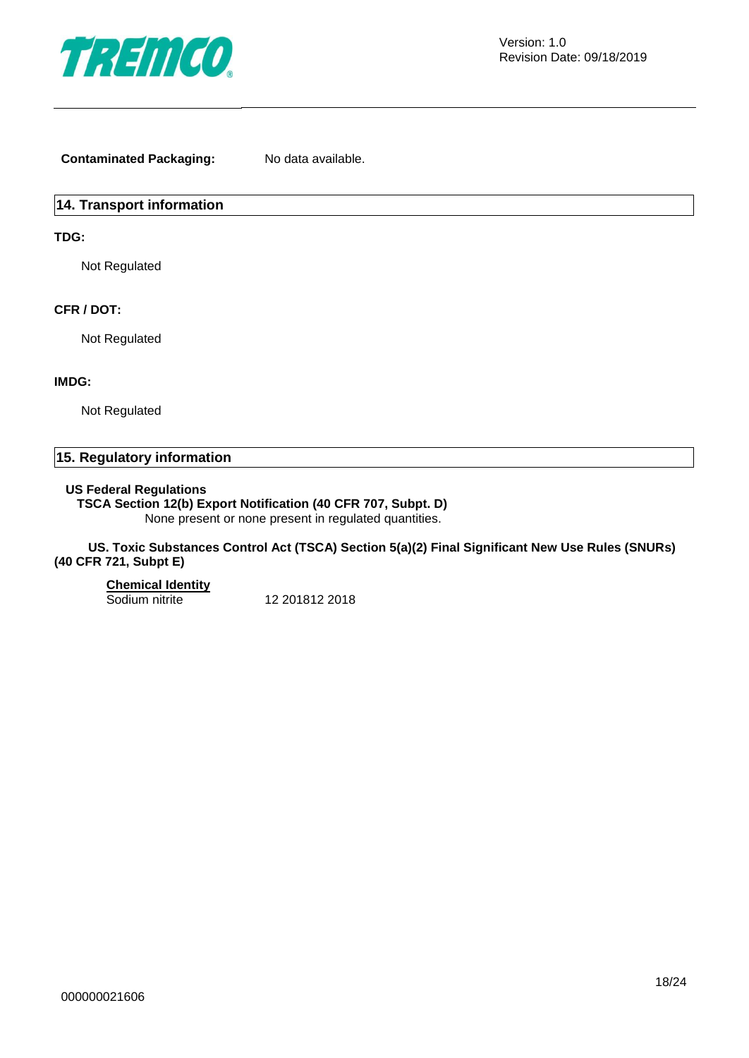**Contaminated Packaging:** No data available.

## 14. Transport information

**TDG:**

Not Regulated

**CFR / DOT:**

Not Regulated

**IMDG:**

Not Regulated

## 15. Regulatory information

**US Federal Regulations**

**TSCA Section 12(b) Export Notification (40 CFR 707, Subpt. D)**

None present or none present in regulated quantities.

**US. Toxic Substances Control Act (TSCA) Section 5(a)(2) Final Significant New Use Rules (SNURs) (40 CFR 721, Subpt E)**

| Chemical Identity | |
|---|---|
| Sodium nitrite | 12 201812 2018 |

000000021606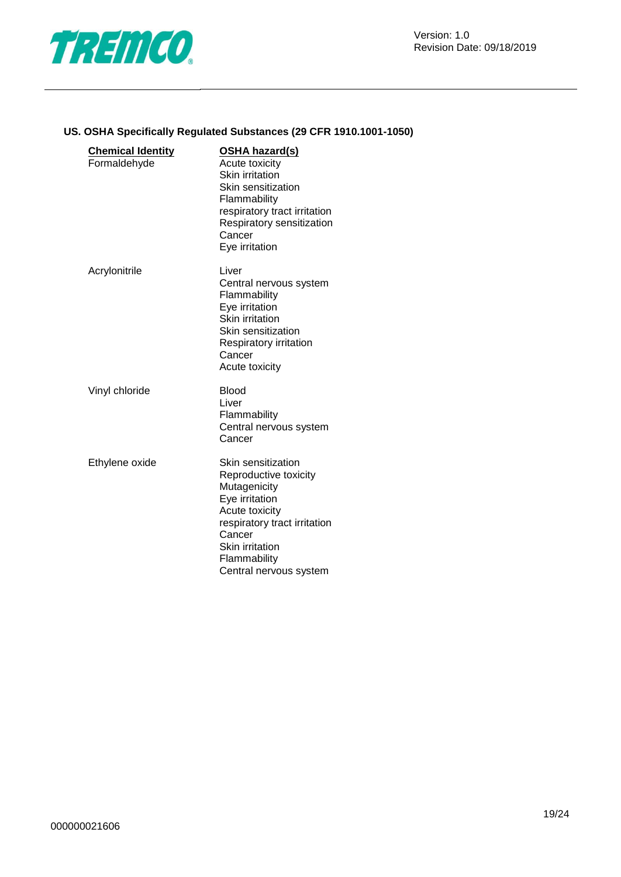### US. OSHA Specifically Regulated Substances (29 CFR 1910.1001-1050)

| Chemical Identity | OSHA hazard(s) |
|---|---|
| Formaldehyde | Acute toxicity<br>Skin irritation<br>Skin sensitization<br>Flammability<br>respiratory tract irritation<br>Respiratory sensitization<br>Cancer<br>Eye irritation |
| Acrylonitrile | Liver<br>Central nervous system<br>Flammability<br>Eye irritation<br>Skin irritation<br>Skin sensitization<br>Respiratory irritation<br>Cancer<br>Acute toxicity |
| Vinyl chloride | Blood<br>Liver<br>Flammability<br>Central nervous system<br>Cancer |
| Ethylene oxide | Skin sensitization<br>Reproductive toxicity<br>Mutagenicity<br>Eye irritation<br>Acute toxicity<br>respiratory tract irritation<br>Cancer<br>Skin irritation<br>Flammability<br>Central nervous system |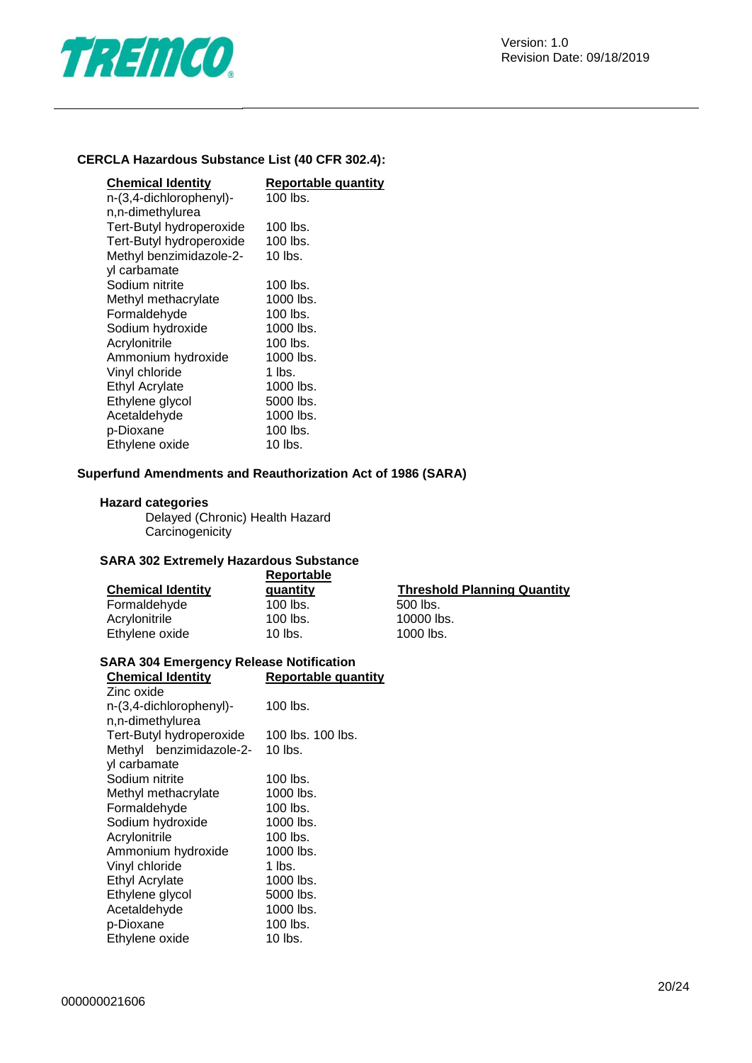**CERCLA Hazardous Substance List (40 CFR 302.4):**

| Chemical Identity | Reportable quantity |
|---|---|
| n-(3,4-dichlorophenyl)-n,n-dimethylurea | 100 lbs. |
| Tert-Butyl hydroperoxide | 100 lbs. |
| Tert-Butyl hydroperoxide | 100 lbs. |
| Methyl benzimidazole-2-yl carbamate | 10 lbs. |
| Sodium nitrite | 100 lbs. |
| Methyl methacrylate | 1000 lbs. |
| Formaldehyde | 100 lbs. |
| Sodium hydroxide | 1000 lbs. |
| Acrylonitrile | 100 lbs. |
| Ammonium hydroxide | 1000 lbs. |
| Vinyl chloride | 1 lbs. |
| Ethyl Acrylate | 1000 lbs. |
| Ethylene glycol | 5000 lbs. |
| Acetaldehyde | 1000 lbs. |
| p-Dioxane | 100 lbs. |
| Ethylene oxide | 10 lbs. |

**Superfund Amendments and Reauthorization Act of 1986 (SARA)**

**Hazard categories**

Delayed (Chronic) Health Hazard
Carcinogenicity

**SARA 302 Extremely Hazardous Substance**

| Chemical Identity | Reportable quantity | Threshold Planning Quantity |
|---|---|---|
| Formaldehyde | 100 lbs. | 500 lbs. |
| Acrylonitrile | 100 lbs. | 10000 lbs. |
| Ethylene oxide | 10 lbs. | 1000 lbs. |

**SARA 304 Emergency Release Notification**

| Chemical Identity | Reportable quantity |
|---|---|
| Zinc oxide | |
| n-(3,4-dichlorophenyl)-n,n-dimethylurea | 100 lbs. |
| Tert-Butyl hydroperoxide | 100 lbs. 100 lbs. |
| Methyl benzimidazole-2-yl carbamate | 10 lbs. |
| Sodium nitrite | 100 lbs. |
| Methyl methacrylate | 1000 lbs. |
| Formaldehyde | 100 lbs. |
| Sodium hydroxide | 1000 lbs. |
| Acrylonitrile | 100 lbs. |
| Ammonium hydroxide | 1000 lbs. |
| Vinyl chloride | 1 lbs. |
| Ethyl Acrylate | 1000 lbs. |
| Ethylene glycol | 5000 lbs. |
| Acetaldehyde | 1000 lbs. |
| p-Dioxane | 100 lbs. |
| Ethylene oxide | 10 lbs. |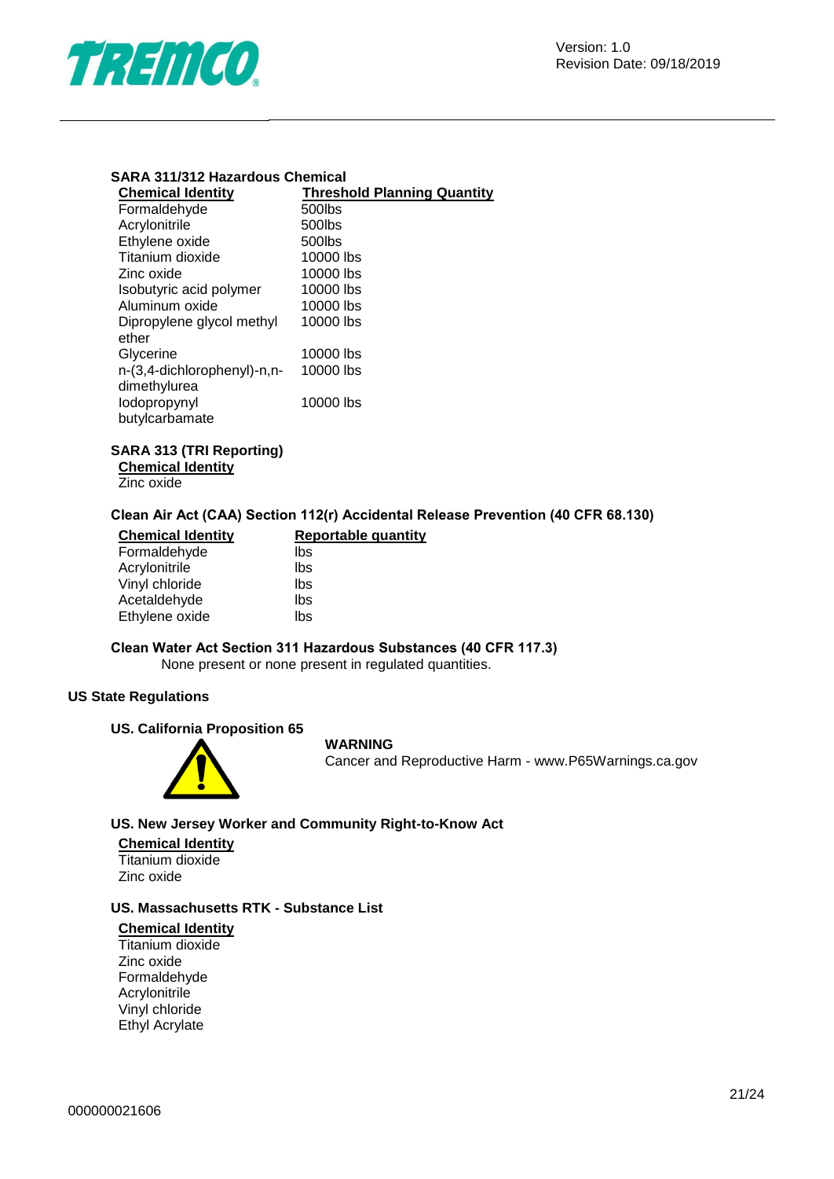**SARA 311/312 Hazardous Chemical**

| Chemical Identity | Threshold Planning Quantity |
|---|---|
| Formaldehyde | 500lbs |
| Acrylonitrile | 500lbs |
| Ethylene oxide | 500lbs |
| Titanium dioxide | 10000 lbs |
| Zinc oxide | 10000 lbs |
| Isobutyric acid polymer | 10000 lbs |
| Aluminum oxide | 10000 lbs |
| Dipropylene glycol methyl ether | 10000 lbs |
| Glycerine | 10000 lbs |
| n-(3,4-dichlorophenyl)-n,n-dimethylurea | 10000 lbs |
| Iodopropynyl butylcarbamate | 10000 lbs |

**SARA 313 (TRI Reporting)**

**Chemical Identity**
Zinc oxide

**Clean Air Act (CAA) Section 112(r) Accidental Release Prevention (40 CFR 68.130)**

| Chemical Identity | Reportable quantity |
|---|---|
| Formaldehyde | lbs |
| Acrylonitrile | lbs |
| Vinyl chloride | lbs |
| Acetaldehyde | lbs |
| Ethylene oxide | lbs |

**Clean Water Act Section 311 Hazardous Substances (40 CFR 117.3)**

None present or none present in regulated quantities.

**US State Regulations**

**US. California Proposition 65**

**WARNING**
Cancer and Reproductive Harm - www.P65Warnings.ca.gov

**US. New Jersey Worker and Community Right-to-Know Act**

**Chemical Identity**
Titanium dioxide
Zinc oxide

**US. Massachusetts RTK - Substance List**

**Chemical Identity**
Titanium dioxide
Zinc oxide
Formaldehyde
Acrylonitrile
Vinyl chloride
Ethyl Acrylate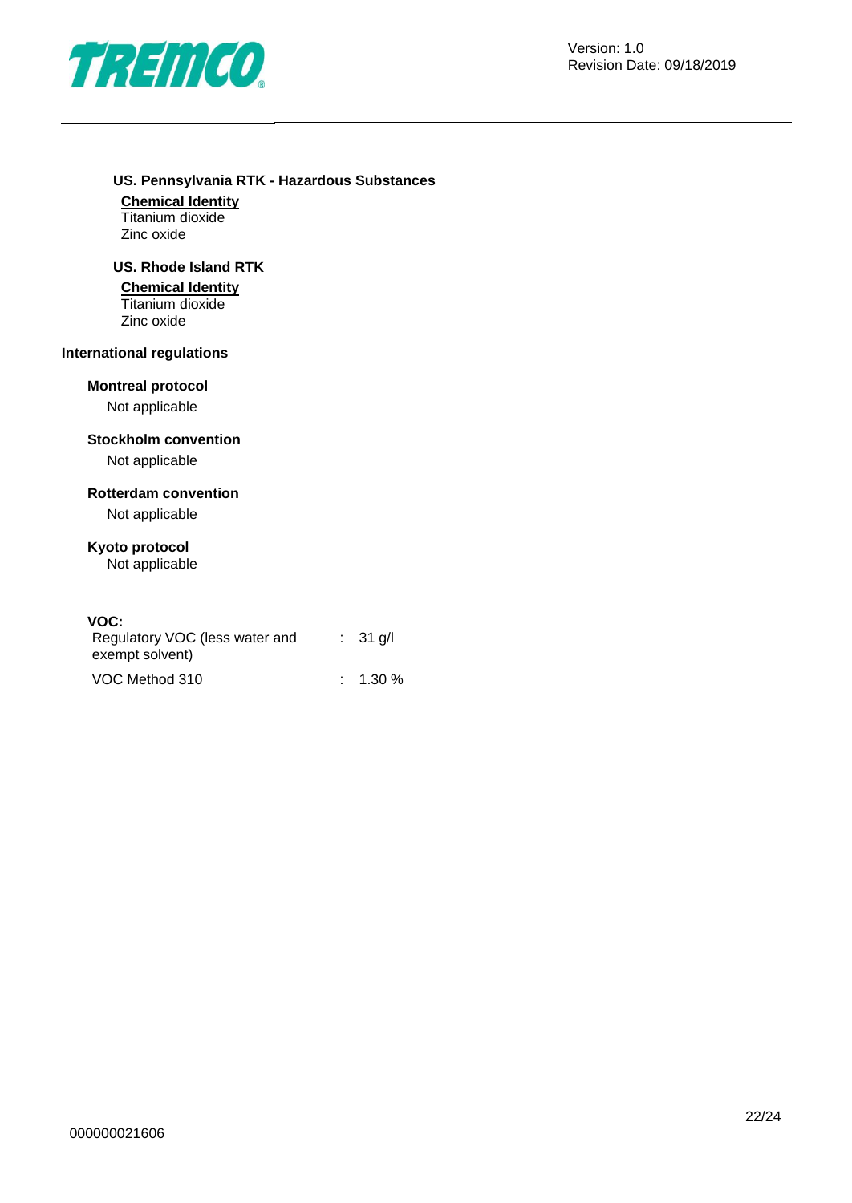**US. Pennsylvania RTK - Hazardous Substances**

**Chemical Identity**
Titanium dioxide
Zinc oxide

**US. Rhode Island RTK**

**Chemical Identity**
Titanium dioxide
Zinc oxide

**International regulations**

**Montreal protocol**
Not applicable

**Stockholm convention**
Not applicable

**Rotterdam convention**
Not applicable

**Kyoto protocol**
Not applicable

**VOC:**

| | |
|---|---|
| Regulatory VOC (less water and exempt solvent) | : 31 g/l |
| VOC Method 310 | : 1.30 % |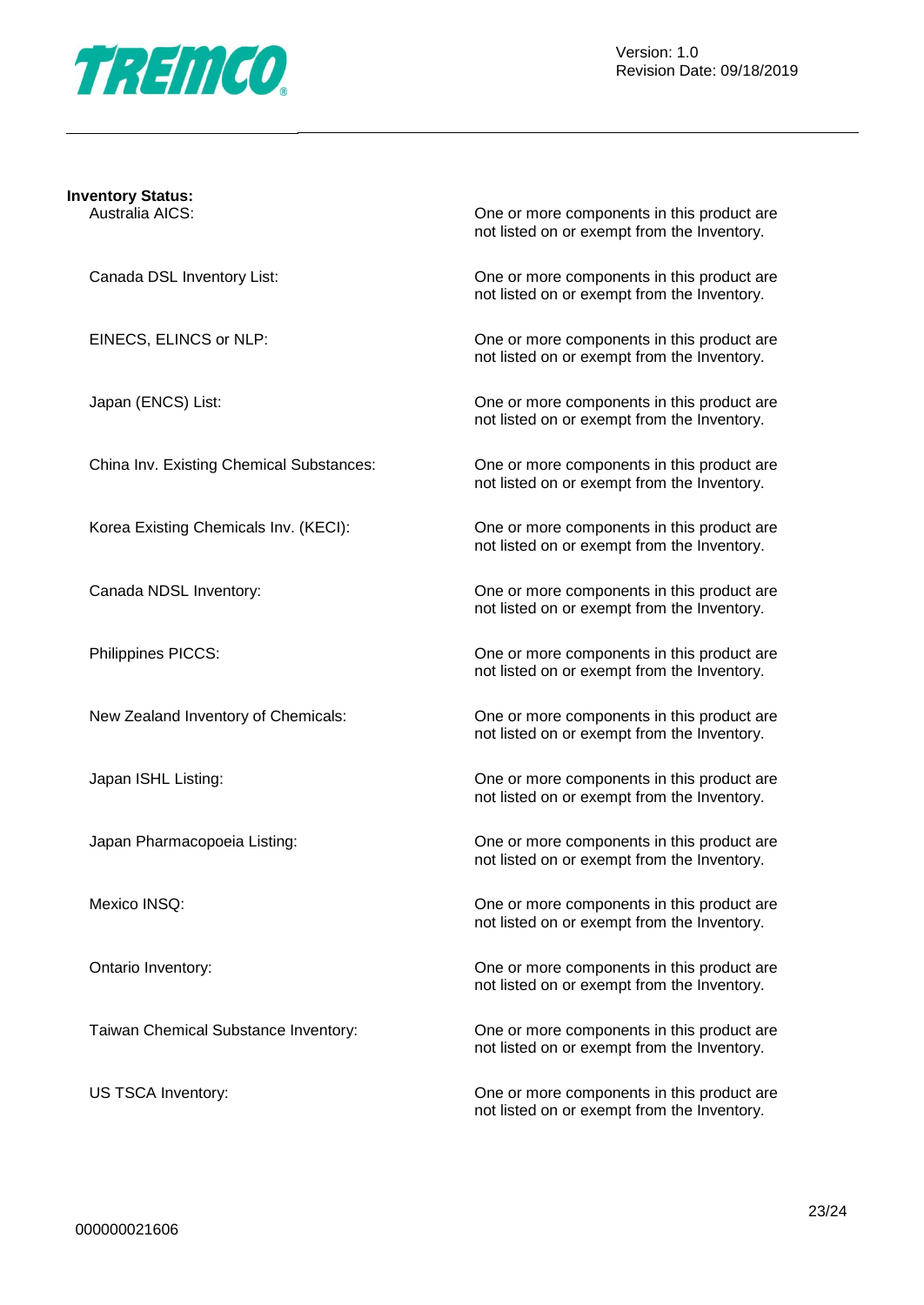**Inventory Status:**

| | |
|---|---|
| Australia AICS: | One or more components in this product are not listed on or exempt from the Inventory. |
| Canada DSL Inventory List: | One or more components in this product are not listed on or exempt from the Inventory. |
| EINECS, ELINCS or NLP: | One or more components in this product are not listed on or exempt from the Inventory. |
| Japan (ENCS) List: | One or more components in this product are not listed on or exempt from the Inventory. |
| China Inv. Existing Chemical Substances: | One or more components in this product are not listed on or exempt from the Inventory. |
| Korea Existing Chemicals Inv. (KECI): | One or more components in this product are not listed on or exempt from the Inventory. |
| Canada NDSL Inventory: | One or more components in this product are not listed on or exempt from the Inventory. |
| Philippines PICCS: | One or more components in this product are not listed on or exempt from the Inventory. |
| New Zealand Inventory of Chemicals: | One or more components in this product are not listed on or exempt from the Inventory. |
| Japan ISHL Listing: | One or more components in this product are not listed on or exempt from the Inventory. |
| Japan Pharmacopoeia Listing: | One or more components in this product are not listed on or exempt from the Inventory. |
| Mexico INSQ: | One or more components in this product are not listed on or exempt from the Inventory. |
| Ontario Inventory: | One or more components in this product are not listed on or exempt from the Inventory. |
| Taiwan Chemical Substance Inventory: | One or more components in this product are not listed on or exempt from the Inventory. |
| US TSCA Inventory: | One or more components in this product are not listed on or exempt from the Inventory. |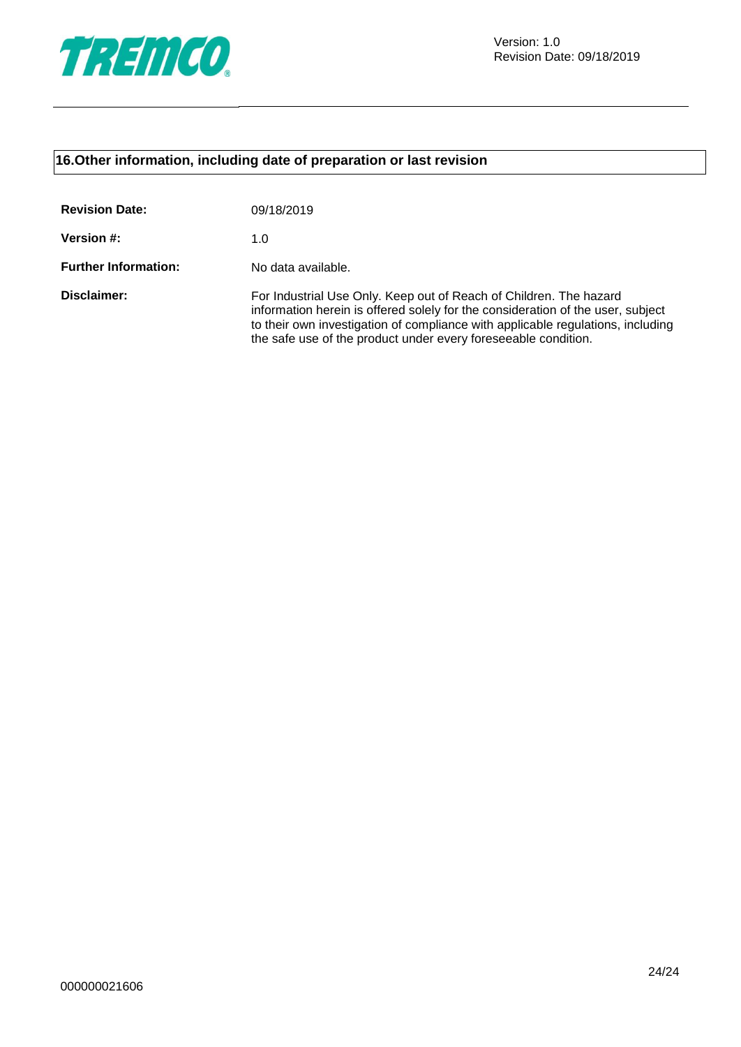## 16.Other information, including date of preparation or last revision

| | |
|---|---|
| **Revision Date:** | 09/18/2019 |
| **Version #:** | 1.0 |
| **Further Information:** | No data available. |
| **Disclaimer:** | For Industrial Use Only. Keep out of Reach of Children. The hazard information herein is offered solely for the consideration of the user, subject to their own investigation of compliance with applicable regulations, including the safe use of the product under every foreseeable condition. |